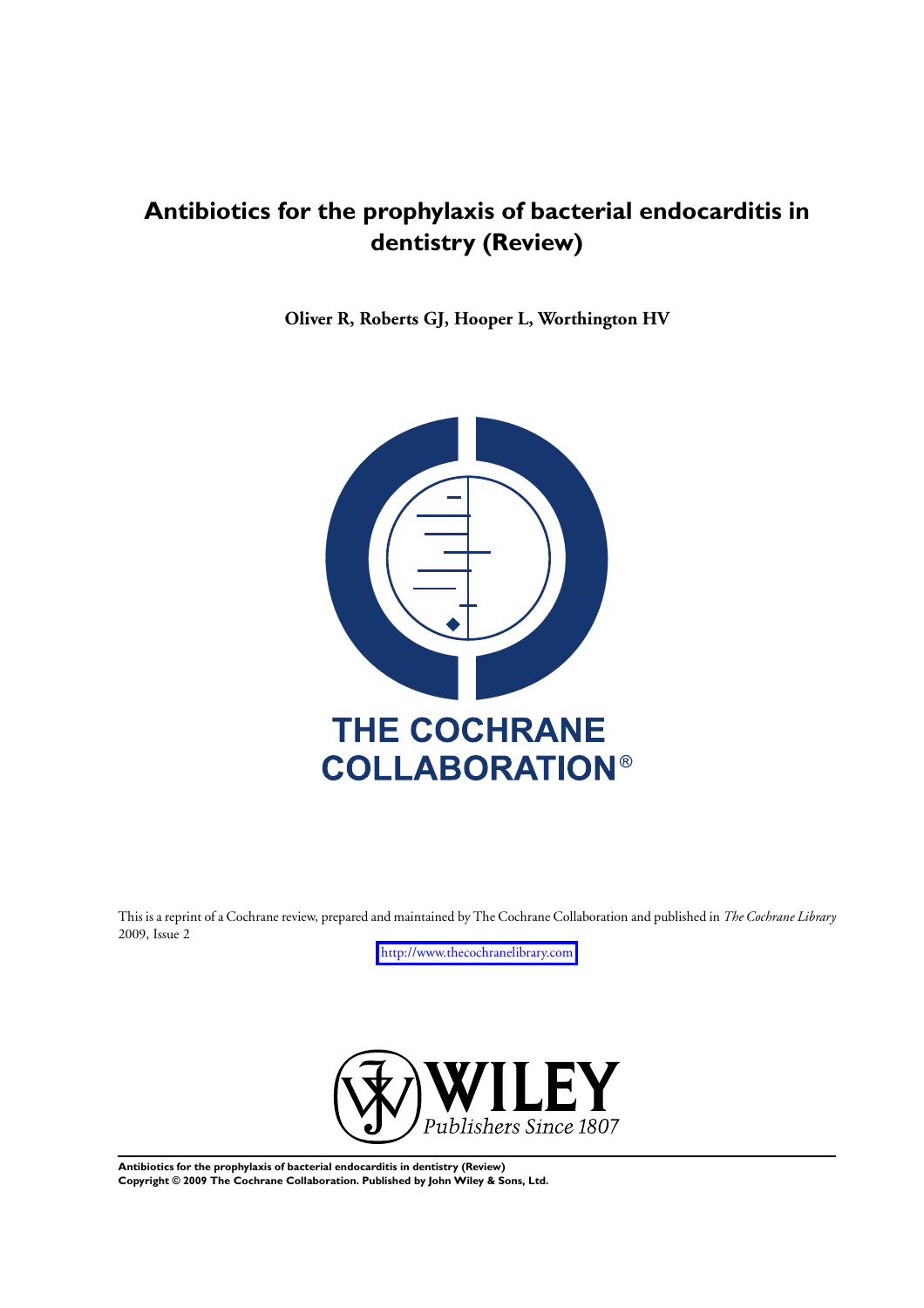# Antibiotics for the prophylaxis of bacterial endocarditis in dentistry (Review)

**Oliver R, Roberts GJ, Hooper L, Worthington HV**

THE COCHRANE COLLABORATION®

This is a reprint of a Cochrane review, prepared and maintained by The Cochrane Collaboration and published in *The Cochrane Library* 2009, Issue 2

http://www.thecochranelibrary.com

WILEY
*Publishers Since 1807*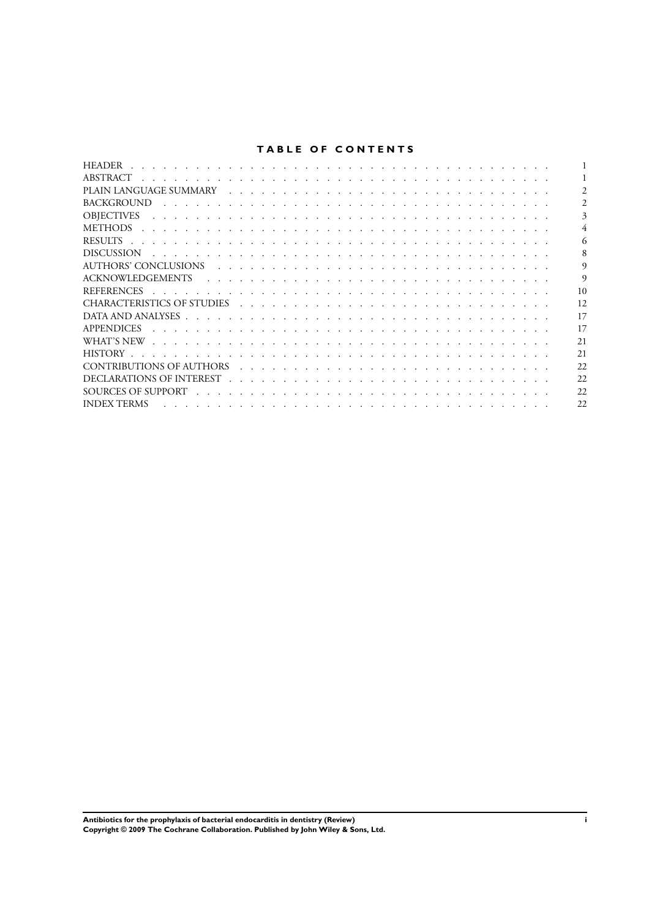# TABLE OF CONTENTS

| | |
|---|---|
| HEADER | 1 |
| ABSTRACT | 1 |
| PLAIN LANGUAGE SUMMARY | 2 |
| BACKGROUND | 2 |
| OBJECTIVES | 3 |
| METHODS | 4 |
| RESULTS | 6 |
| DISCUSSION | 8 |
| AUTHORS' CONCLUSIONS | 9 |
| ACKNOWLEDGEMENTS | 9 |
| REFERENCES | 10 |
| CHARACTERISTICS OF STUDIES | 12 |
| DATA AND ANALYSES | 17 |
| APPENDICES | 17 |
| WHAT'S NEW | 21 |
| HISTORY | 21 |
| CONTRIBUTIONS OF AUTHORS | 22 |
| DECLARATIONS OF INTEREST | 22 |
| SOURCES OF SUPPORT | 22 |
| INDEX TERMS | 22 |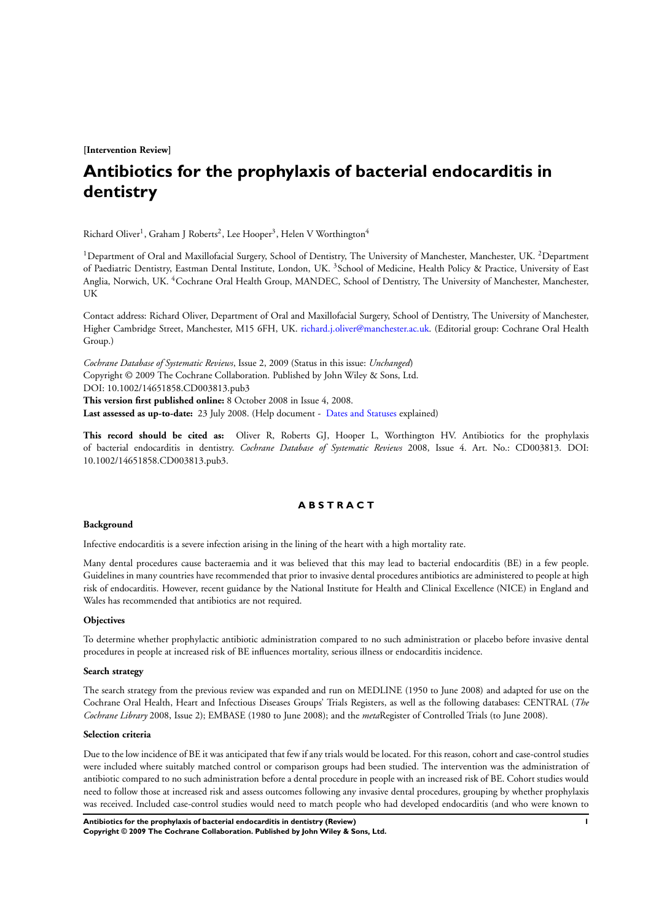**[Intervention Review]**

# Antibiotics for the prophylaxis of bacterial endocarditis in dentistry

Richard Oliver[1], Graham J Roberts[2], Lee Hooper[3], Helen V Worthington[4]

[1]Department of Oral and Maxillofacial Surgery, School of Dentistry, The University of Manchester, Manchester, UK. [2]Department of Paediatric Dentistry, Eastman Dental Institute, London, UK. [3]School of Medicine, Health Policy & Practice, University of East Anglia, Norwich, UK. [4]Cochrane Oral Health Group, MANDEC, School of Dentistry, The University of Manchester, Manchester, UK

Contact address: Richard Oliver, Department of Oral and Maxillofacial Surgery, School of Dentistry, The University of Manchester, Higher Cambridge Street, Manchester, M15 6FH, UK. richard.j.oliver@manchester.ac.uk. (Editorial group: Cochrane Oral Health Group.)

*Cochrane Database of Systematic Reviews*, Issue 2, 2009 (Status in this issue: *Unchanged*)
Copyright © 2009 The Cochrane Collaboration. Published by John Wiley & Sons, Ltd.
DOI: 10.1002/14651858.CD003813.pub3
**This version first published online:** 8 October 2008 in Issue 4, 2008.
**Last assessed as up-to-date:** 23 July 2008. (Help document - Dates and Statuses explained)

**This record should be cited as:** Oliver R, Roberts GJ, Hooper L, Worthington HV. Antibiotics for the prophylaxis of bacterial endocarditis in dentistry. *Cochrane Database of Systematic Reviews* 2008, Issue 4. Art. No.: CD003813. DOI: 10.1002/14651858.CD003813.pub3.

## ABSTRACT

### Background

Infective endocarditis is a severe infection arising in the lining of the heart with a high mortality rate.

Many dental procedures cause bacteraemia and it was believed that this may lead to bacterial endocarditis (BE) in a few people. Guidelines in many countries have recommended that prior to invasive dental procedures antibiotics are administered to people at high risk of endocarditis. However, recent guidance by the National Institute for Health and Clinical Excellence (NICE) in England and Wales has recommended that antibiotics are not required.

### Objectives

To determine whether prophylactic antibiotic administration compared to no such administration or placebo before invasive dental procedures in people at increased risk of BE influences mortality, serious illness or endocarditis incidence.

### Search strategy

The search strategy from the previous review was expanded and run on MEDLINE (1950 to June 2008) and adapted for use on the Cochrane Oral Health, Heart and Infectious Diseases Groups' Trials Registers, as well as the following databases: CENTRAL (*The Cochrane Library* 2008, Issue 2); EMBASE (1980 to June 2008); and the *meta*Register of Controlled Trials (to June 2008).

### Selection criteria

Due to the low incidence of BE it was anticipated that few if any trials would be located. For this reason, cohort and case-control studies were included where suitably matched control or comparison groups had been studied. The intervention was the administration of antibiotic compared to no such administration before a dental procedure in people with an increased risk of BE. Cohort studies would need to follow those at increased risk and assess outcomes following any invasive dental procedures, grouping by whether prophylaxis was received. Included case-control studies would need to match people who had developed endocarditis (and who were known to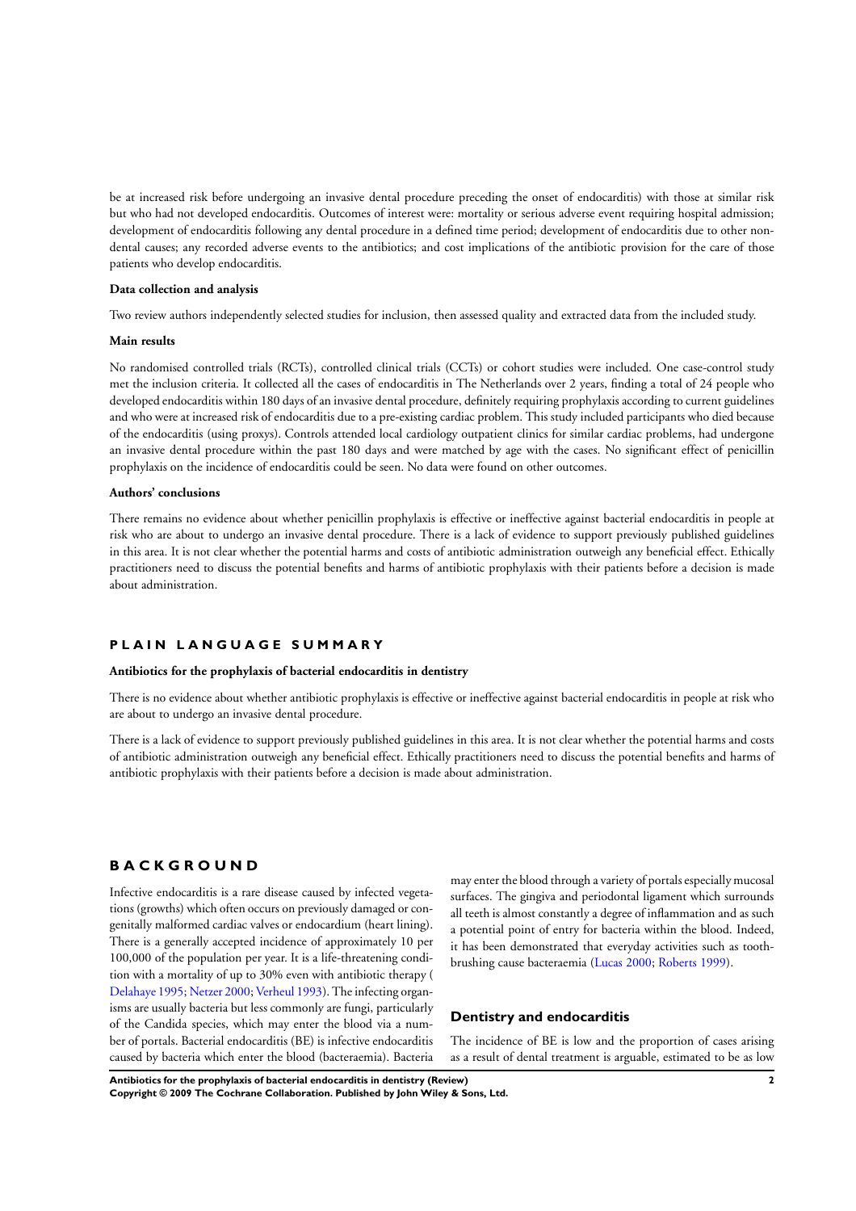be at increased risk before undergoing an invasive dental procedure preceding the onset of endocarditis) with those at similar risk but who had not developed endocarditis. Outcomes of interest were: mortality or serious adverse event requiring hospital admission; development of endocarditis following any dental procedure in a defined time period; development of endocarditis due to other non-dental causes; any recorded adverse events to the antibiotics; and cost implications of the antibiotic provision for the care of those patients who develop endocarditis.

**Data collection and analysis**

Two review authors independently selected studies for inclusion, then assessed quality and extracted data from the included study.

**Main results**

No randomised controlled trials (RCTs), controlled clinical trials (CCTs) or cohort studies were included. One case-control study met the inclusion criteria. It collected all the cases of endocarditis in The Netherlands over 2 years, finding a total of 24 people who developed endocarditis within 180 days of an invasive dental procedure, definitely requiring prophylaxis according to current guidelines and who were at increased risk of endocarditis due to a pre-existing cardiac problem. This study included participants who died because of the endocarditis (using proxys). Controls attended local cardiology outpatient clinics for similar cardiac problems, had undergone an invasive dental procedure within the past 180 days and were matched by age with the cases. No significant effect of penicillin prophylaxis on the incidence of endocarditis could be seen. No data were found on other outcomes.

**Authors' conclusions**

There remains no evidence about whether penicillin prophylaxis is effective or ineffective against bacterial endocarditis in people at risk who are about to undergo an invasive dental procedure. There is a lack of evidence to support previously published guidelines in this area. It is not clear whether the potential harms and costs of antibiotic administration outweigh any beneficial effect. Ethically practitioners need to discuss the potential benefits and harms of antibiotic prophylaxis with their patients before a decision is made about administration.

## PLAIN LANGUAGE SUMMARY

**Antibiotics for the prophylaxis of bacterial endocarditis in dentistry**

There is no evidence about whether antibiotic prophylaxis is effective or ineffective against bacterial endocarditis in people at risk who are about to undergo an invasive dental procedure.

There is a lack of evidence to support previously published guidelines in this area. It is not clear whether the potential harms and costs of antibiotic administration outweigh any beneficial effect. Ethically practitioners need to discuss the potential benefits and harms of antibiotic prophylaxis with their patients before a decision is made about administration.

## BACKGROUND

Infective endocarditis is a rare disease caused by infected vegetations (growths) which often occurs on previously damaged or congenitally malformed cardiac valves or endocardium (heart lining). There is a generally accepted incidence of approximately 10 per 100,000 of the population per year. It is a life-threatening condition with a mortality of up to 30% even with antibiotic therapy (Delahaye 1995; Netzer 2000; Verheul 1993). The infecting organisms are usually bacteria but less commonly are fungi, particularly of the Candida species, which may enter the blood via a number of portals. Bacterial endocarditis (BE) is infective endocarditis caused by bacteria which enter the blood (bacteraemia). Bacteria may enter the blood through a variety of portals especially mucosal surfaces. The gingiva and periodontal ligament which surrounds all teeth is almost constantly a degree of inflammation and as such a potential point of entry for bacteria within the blood. Indeed, it has been demonstrated that everyday activities such as toothbrushing cause bacteraemia (Lucas 2000; Roberts 1999).

### Dentistry and endocarditis

The incidence of BE is low and the proportion of cases arising as a result of dental treatment is arguable, estimated to be as low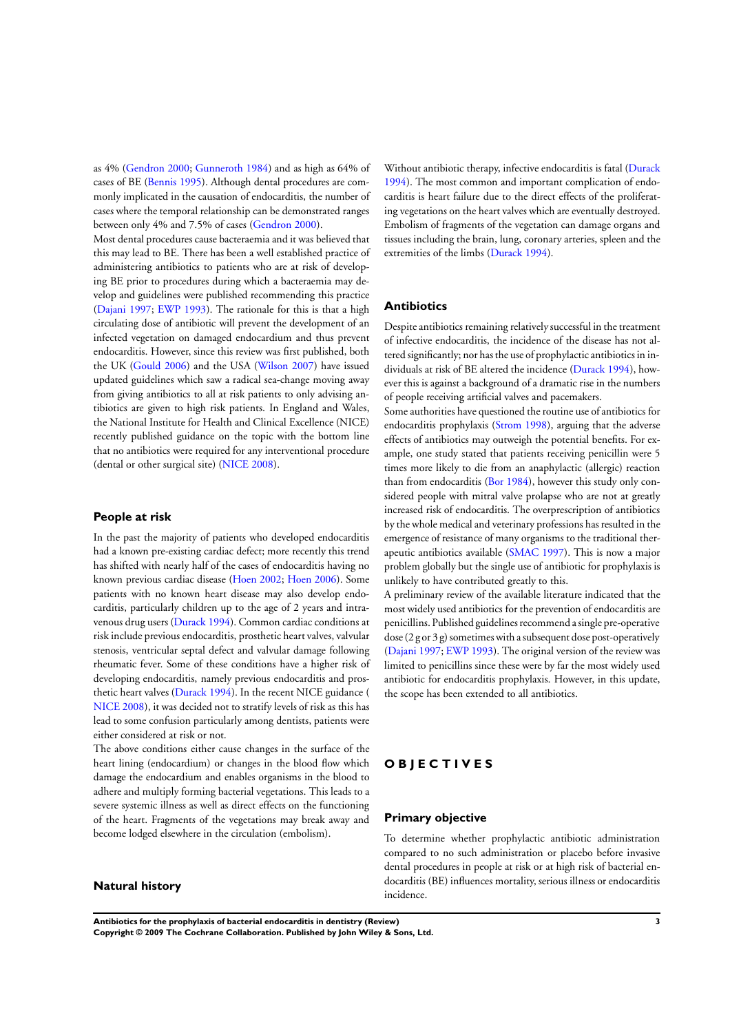as 4% (Gendron 2000; Gunneroth 1984) and as high as 64% of cases of BE (Bennis 1995). Although dental procedures are commonly implicated in the causation of endocarditis, the number of cases where the temporal relationship can be demonstrated ranges between only 4% and 7.5% of cases (Gendron 2000).

Most dental procedures cause bacteraemia and it was believed that this may lead to BE. There has been a well established practice of administering antibiotics to patients who are at risk of developing BE prior to procedures during which a bacteraemia may develop and guidelines were published recommending this practice (Dajani 1997; EWP 1993). The rationale for this is that a high circulating dose of antibiotic will prevent the development of an infected vegetation on damaged endocardium and thus prevent endocarditis. However, since this review was first published, both the UK (Gould 2006) and the USA (Wilson 2007) have issued updated guidelines which saw a radical sea-change moving away from giving antibiotics to all at risk patients to only advising antibiotics are given to high risk patients. In England and Wales, the National Institute for Health and Clinical Excellence (NICE) recently published guidance on the topic with the bottom line that no antibiotics were required for any interventional procedure (dental or other surgical site) (NICE 2008).

### People at risk

In the past the majority of patients who developed endocarditis had a known pre-existing cardiac defect; more recently this trend has shifted with nearly half of the cases of endocarditis having no known previous cardiac disease (Hoen 2002; Hoen 2006). Some patients with no known heart disease may also develop endocarditis, particularly children up to the age of 2 years and intravenous drug users (Durack 1994). Common cardiac conditions at risk include previous endocarditis, prosthetic heart valves, valvular stenosis, ventricular septal defect and valvular damage following rheumatic fever. Some of these conditions have a higher risk of developing endocarditis, namely previous endocarditis and prosthetic heart valves (Durack 1994). In the recent NICE guidance ( NICE 2008), it was decided not to stratify levels of risk as this has lead to some confusion particularly among dentists, patients were either considered at risk or not.

The above conditions either cause changes in the surface of the heart lining (endocardium) or changes in the blood flow which damage the endocardium and enables organisms in the blood to adhere and multiply forming bacterial vegetations. This leads to a severe systemic illness as well as direct effects on the functioning of the heart. Fragments of the vegetations may break away and become lodged elsewhere in the circulation (embolism).

### Natural history

Without antibiotic therapy, infective endocarditis is fatal (Durack 1994). The most common and important complication of endocarditis is heart failure due to the direct effects of the proliferating vegetations on the heart valves which are eventually destroyed. Embolism of fragments of the vegetation can damage organs and tissues including the brain, lung, coronary arteries, spleen and the extremities of the limbs (Durack 1994).

### Antibiotics

Despite antibiotics remaining relatively successful in the treatment of infective endocarditis, the incidence of the disease has not altered significantly; nor has the use of prophylactic antibiotics in individuals at risk of BE altered the incidence (Durack 1994), however this is against a background of a dramatic rise in the numbers of people receiving artificial valves and pacemakers.

Some authorities have questioned the routine use of antibiotics for endocarditis prophylaxis (Strom 1998), arguing that the adverse effects of antibiotics may outweigh the potential benefits. For example, one study stated that patients receiving penicillin were 5 times more likely to die from an anaphylactic (allergic) reaction than from endocarditis (Bor 1984), however this study only considered people with mitral valve prolapse who are not at greatly increased risk of endocarditis. The overprescription of antibiotics by the whole medical and veterinary professions has resulted in the emergence of resistance of many organisms to the traditional therapeutic antibiotics available (SMAC 1997). This is now a major problem globally but the single use of antibiotic for prophylaxis is unlikely to have contributed greatly to this.

A preliminary review of the available literature indicated that the most widely used antibiotics for the prevention of endocarditis are penicillins. Published guidelines recommend a single pre-operative dose (2 g or 3 g) sometimes with a subsequent dose post-operatively (Dajani 1997; EWP 1993). The original version of the review was limited to penicillins since these were by far the most widely used antibiotic for endocarditis prophylaxis. However, in this update, the scope has been extended to all antibiotics.

## OBJECTIVES

### Primary objective

To determine whether prophylactic antibiotic administration compared to no such administration or placebo before invasive dental procedures in people at risk or at high risk of bacterial endocarditis (BE) influences mortality, serious illness or endocarditis incidence.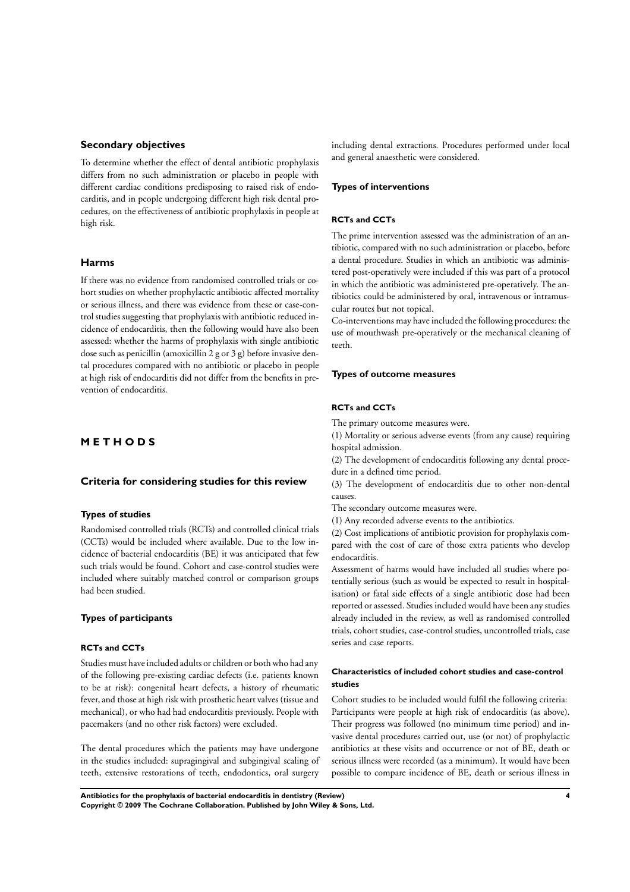### Secondary objectives

To determine whether the effect of dental antibiotic prophylaxis differs from no such administration or placebo in people with different cardiac conditions predisposing to raised risk of endocarditis, and in people undergoing different high risk dental procedures, on the effectiveness of antibiotic prophylaxis in people at high risk.

### Harms

If there was no evidence from randomised controlled trials or cohort studies on whether prophylactic antibiotic affected mortality or serious illness, and there was evidence from these or case-control studies suggesting that prophylaxis with antibiotic reduced incidence of endocarditis, then the following would have also been assessed: whether the harms of prophylaxis with single antibiotic dose such as penicillin (amoxicillin 2 g or 3 g) before invasive dental procedures compared with no antibiotic or placebo in people at high risk of endocarditis did not differ from the benefits in prevention of endocarditis.

# METHODS

## Criteria for considering studies for this review

### Types of studies

Randomised controlled trials (RCTs) and controlled clinical trials (CCTs) would be included where available. Due to the low incidence of bacterial endocarditis (BE) it was anticipated that few such trials would be found. Cohort and case-control studies were included where suitably matched control or comparison groups had been studied.

### Types of participants

#### RCTs and CCTs

Studies must have included adults or children or both who had any of the following pre-existing cardiac defects (i.e. patients known to be at risk): congenital heart defects, a history of rheumatic fever, and those at high risk with prosthetic heart valves (tissue and mechanical), or who had had endocarditis previously. People with pacemakers (and no other risk factors) were excluded.

The dental procedures which the patients may have undergone in the studies included: supragingival and subgingival scaling of teeth, extensive restorations of teeth, endodontics, oral surgery including dental extractions. Procedures performed under local and general anaesthetic were considered.

### Types of interventions

#### RCTs and CCTs

The prime intervention assessed was the administration of an antibiotic, compared with no such administration or placebo, before a dental procedure. Studies in which an antibiotic was administered post-operatively were included if this was part of a protocol in which the antibiotic was administered pre-operatively. The antibiotics could be administered by oral, intravenous or intramuscular routes but not topical.

Co-interventions may have included the following procedures: the use of mouthwash pre-operatively or the mechanical cleaning of teeth.

### Types of outcome measures

#### RCTs and CCTs

The primary outcome measures were.

(1) Mortality or serious adverse events (from any cause) requiring hospital admission.

(2) The development of endocarditis following any dental procedure in a defined time period.

(3) The development of endocarditis due to other non-dental causes.

The secondary outcome measures were.

(1) Any recorded adverse events to the antibiotics.

(2) Cost implications of antibiotic provision for prophylaxis compared with the cost of care of those extra patients who develop endocarditis.

Assessment of harms would have included all studies where potentially serious (such as would be expected to result in hospitalisation) or fatal side effects of a single antibiotic dose had been reported or assessed. Studies included would have been any studies already included in the review, as well as randomised controlled trials, cohort studies, case-control studies, uncontrolled trials, case series and case reports.

#### Characteristics of included cohort studies and case-control studies

Cohort studies to be included would fulfil the following criteria: Participants were people at high risk of endocarditis (as above). Their progress was followed (no minimum time period) and invasive dental procedures carried out, use (or not) of prophylactic antibiotics at these visits and occurrence or not of BE, death or serious illness were recorded (as a minimum). It would have been possible to compare incidence of BE, death or serious illness in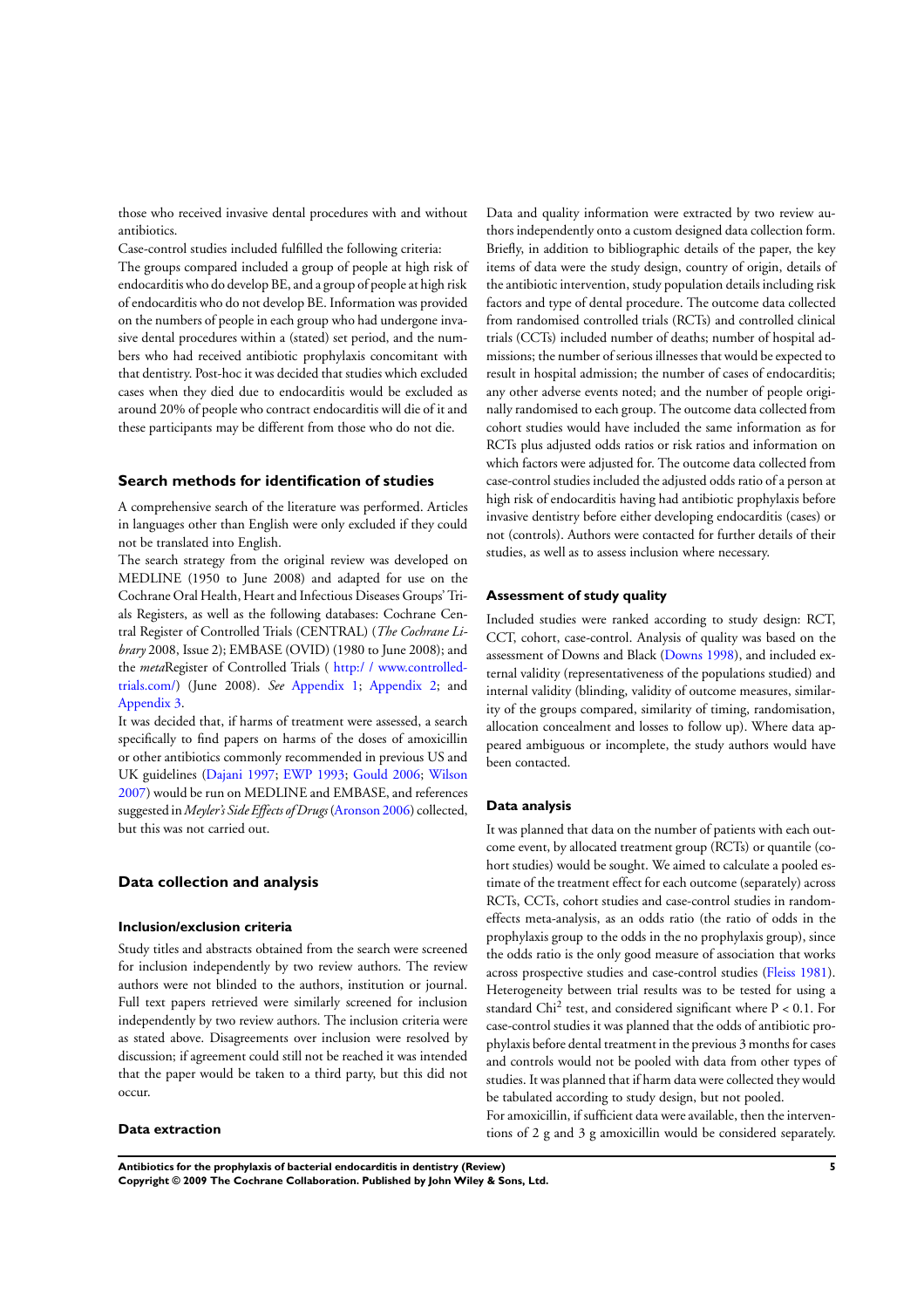those who received invasive dental procedures with and without antibiotics.

Case-control studies included fulfilled the following criteria:

The groups compared included a group of people at high risk of endocarditis who do develop BE, and a group of people at high risk of endocarditis who do not develop BE. Information was provided on the numbers of people in each group who had undergone invasive dental procedures within a (stated) set period, and the numbers who had received antibiotic prophylaxis concomitant with that dentistry. Post-hoc it was decided that studies which excluded cases when they died due to endocarditis would be excluded as around 20% of people who contract endocarditis will die of it and these participants may be different from those who do not die.

### Search methods for identification of studies

A comprehensive search of the literature was performed. Articles in languages other than English were only excluded if they could not be translated into English.

The search strategy from the original review was developed on MEDLINE (1950 to June 2008) and adapted for use on the Cochrane Oral Health, Heart and Infectious Diseases Groups' Trials Registers, as well as the following databases: Cochrane Central Register of Controlled Trials (CENTRAL) (*The Cochrane Library* 2008, Issue 2); EMBASE (OVID) (1980 to June 2008); and the *meta*Register of Controlled Trials ( http:/ / www.controlled-trials.com/) (June 2008). *See* Appendix 1; Appendix 2; and Appendix 3.

It was decided that, if harms of treatment were assessed, a search specifically to find papers on harms of the doses of amoxicillin or other antibiotics commonly recommended in previous US and UK guidelines (Dajani 1997; EWP 1993; Gould 2006; Wilson 2007) would be run on MEDLINE and EMBASE, and references suggested in *Meyler's Side Effects of Drugs* (Aronson 2006) collected, but this was not carried out.

### Data collection and analysis

#### Inclusion/exclusion criteria

Study titles and abstracts obtained from the search were screened for inclusion independently by two review authors. The review authors were not blinded to the authors, institution or journal. Full text papers retrieved were similarly screened for inclusion independently by two review authors. The inclusion criteria were as stated above. Disagreements over inclusion were resolved by discussion; if agreement could still not be reached it was intended that the paper would be taken to a third party, but this did not occur.

#### Data extraction

Data and quality information were extracted by two review authors independently onto a custom designed data collection form. Briefly, in addition to bibliographic details of the paper, the key items of data were the study design, country of origin, details of the antibiotic intervention, study population details including risk factors and type of dental procedure. The outcome data collected from randomised controlled trials (RCTs) and controlled clinical trials (CCTs) included number of deaths; number of hospital admissions; the number of serious illnesses that would be expected to result in hospital admission; the number of cases of endocarditis; any other adverse events noted; and the number of people originally randomised to each group. The outcome data collected from cohort studies would have included the same information as for RCTs plus adjusted odds ratios or risk ratios and information on which factors were adjusted for. The outcome data collected from case-control studies included the adjusted odds ratio of a person at high risk of endocarditis having had antibiotic prophylaxis before invasive dentistry before either developing endocarditis (cases) or not (controls). Authors were contacted for further details of their studies, as well as to assess inclusion where necessary.

#### Assessment of study quality

Included studies were ranked according to study design: RCT, CCT, cohort, case-control. Analysis of quality was based on the assessment of Downs and Black (Downs 1998), and included external validity (representativeness of the populations studied) and internal validity (blinding, validity of outcome measures, similarity of the groups compared, similarity of timing, randomisation, allocation concealment and losses to follow up). Where data appeared ambiguous or incomplete, the study authors would have been contacted.

#### Data analysis

It was planned that data on the number of patients with each outcome event, by allocated treatment group (RCTs) or quantile (cohort studies) would be sought. We aimed to calculate a pooled estimate of the treatment effect for each outcome (separately) across RCTs, CCTs, cohort studies and case-control studies in random-effects meta-analysis, as an odds ratio (the ratio of odds in the prophylaxis group to the odds in the no prophylaxis group), since the odds ratio is the only good measure of association that works across prospective studies and case-control studies (Fleiss 1981). Heterogeneity between trial results was to be tested for using a standard $Chi^2$ test, and considered significant where $P < 0.1$. For case-control studies it was planned that the odds of antibiotic prophylaxis before dental treatment in the previous 3 months for cases and controls would not be pooled with data from other types of studies. It was planned that if harm data were collected they would be tabulated according to study design, but not pooled.

For amoxicillin, if sufficient data were available, then the interventions of 2 g and 3 g amoxicillin would be considered separately.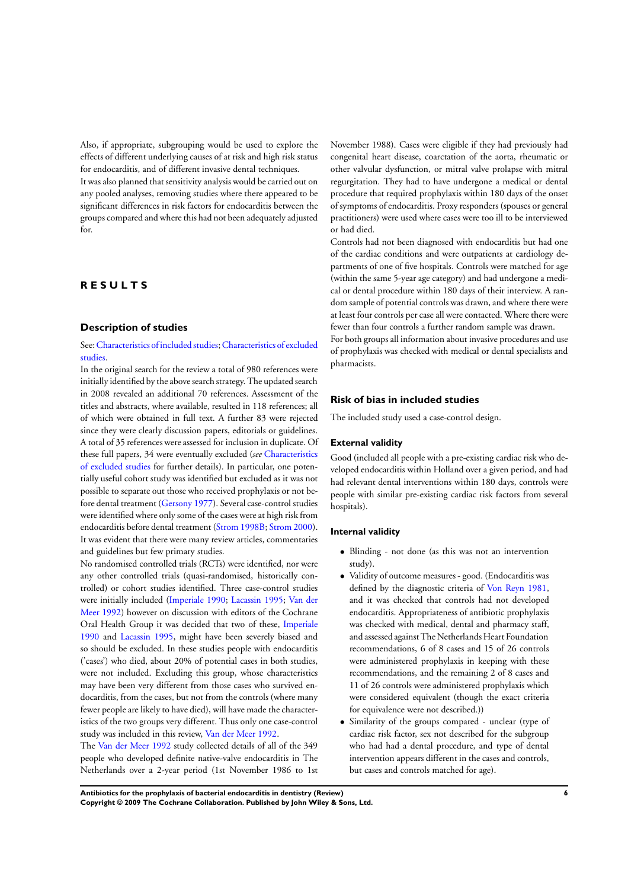Also, if appropriate, subgrouping would be used to explore the effects of different underlying causes of at risk and high risk status for endocarditis, and of different invasive dental techniques.

It was also planned that sensitivity analysis would be carried out on any pooled analyses, removing studies where there appeared to be significant differences in risk factors for endocarditis between the groups compared and where this had not been adequately adjusted for.

# RESULTS

## Description of studies

See: Characteristics of included studies; Characteristics of excluded studies.

In the original search for the review a total of 980 references were initially identified by the above search strategy. The updated search in 2008 revealed an additional 70 references. Assessment of the titles and abstracts, where available, resulted in 118 references; all of which were obtained in full text. A further 83 were rejected since they were clearly discussion papers, editorials or guidelines. A total of 35 references were assessed for inclusion in duplicate. Of these full papers, 34 were eventually excluded (*see* Characteristics of excluded studies for further details). In particular, one potentially useful cohort study was identified but excluded as it was not possible to separate out those who received prophylaxis or not before dental treatment (Gersony 1977). Several case-control studies were identified where only some of the cases were at high risk from endocarditis before dental treatment (Strom 1998B; Strom 2000). It was evident that there were many review articles, commentaries and guidelines but few primary studies.

No randomised controlled trials (RCTs) were identified, nor were any other controlled trials (quasi-randomised, historically controlled) or cohort studies identified. Three case-control studies were initially included (Imperiale 1990; Lacassin 1995; Van der Meer 1992) however on discussion with editors of the Cochrane Oral Health Group it was decided that two of these, Imperiale 1990 and Lacassin 1995, might have been severely biased and so should be excluded. In these studies people with endocarditis ('cases') who died, about 20% of potential cases in both studies, were not included. Excluding this group, whose characteristics may have been very different from those cases who survived endocarditis, from the cases, but not from the controls (where many fewer people are likely to have died), will have made the characteristics of the two groups very different. Thus only one case-control study was included in this review, Van der Meer 1992.

The Van der Meer 1992 study collected details of all of the 349 people who developed definite native-valve endocarditis in The Netherlands over a 2-year period (1st November 1986 to 1st November 1988). Cases were eligible if they had previously had congenital heart disease, coarctation of the aorta, rheumatic or other valvular dysfunction, or mitral valve prolapse with mitral regurgitation. They had to have undergone a medical or dental procedure that required prophylaxis within 180 days of the onset of symptoms of endocarditis. Proxy responders (spouses or general practitioners) were used where cases were too ill to be interviewed or had died.

Controls had not been diagnosed with endocarditis but had one of the cardiac conditions and were outpatients at cardiology departments of one of five hospitals. Controls were matched for age (within the same 5-year age category) and had undergone a medical or dental procedure within 180 days of their interview. A random sample of potential controls was drawn, and where there were at least four controls per case all were contacted. Where there were fewer than four controls a further random sample was drawn.

For both groups all information about invasive procedures and use of prophylaxis was checked with medical or dental specialists and pharmacists.

## Risk of bias in included studies

The included study used a case-control design.

### External validity

Good (included all people with a pre-existing cardiac risk who developed endocarditis within Holland over a given period, and had had relevant dental interventions within 180 days, controls were people with similar pre-existing cardiac risk factors from several hospitals).

### Internal validity

- Blinding - not done (as this was not an intervention study).
- Validity of outcome measures - good. (Endocarditis was defined by the diagnostic criteria of Von Reyn 1981, and it was checked that controls had not developed endocarditis. Appropriateness of antibiotic prophylaxis was checked with medical, dental and pharmacy staff, and assessed against The Netherlands Heart Foundation recommendations, 6 of 8 cases and 15 of 26 controls were administered prophylaxis in keeping with these recommendations, and the remaining 2 of 8 cases and 11 of 26 controls were administered prophylaxis which were considered equivalent (though the exact criteria for equivalence were not described.))
- Similarity of the groups compared - unclear (type of cardiac risk factor, sex not described for the subgroup who had had a dental procedure, and type of dental intervention appears different in the cases and controls, but cases and controls matched for age).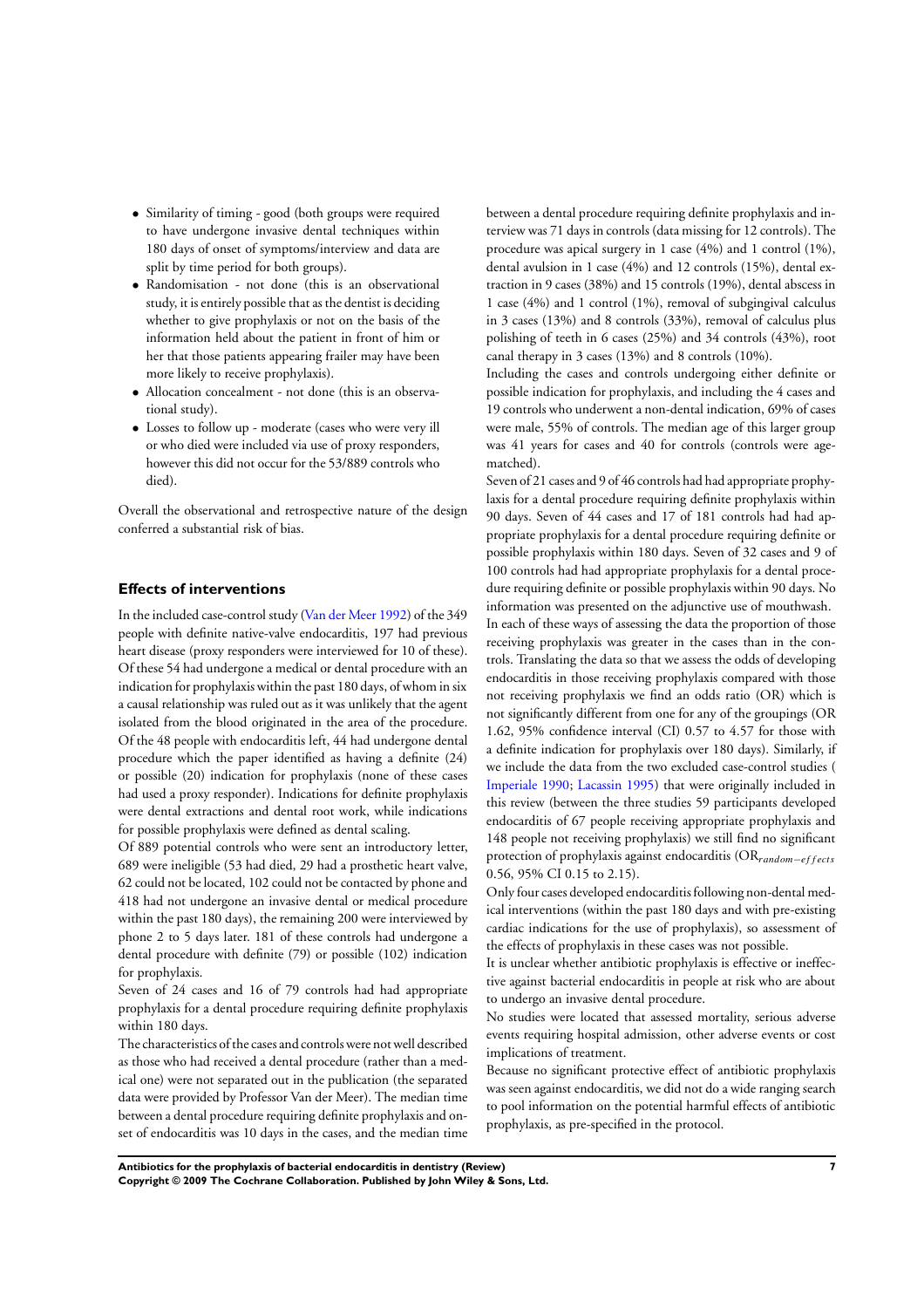- Similarity of timing - good (both groups were required to have undergone invasive dental techniques within 180 days of onset of symptoms/interview and data are split by time period for both groups).
- Randomisation - not done (this is an observational study, it is entirely possible that as the dentist is deciding whether to give prophylaxis or not on the basis of the information held about the patient in front of him or her that those patients appearing frailer may have been more likely to receive prophylaxis).
- Allocation concealment - not done (this is an observational study).
- Losses to follow up - moderate (cases who were very ill or who died were included via use of proxy responders, however this did not occur for the 53/889 controls who died).

Overall the observational and retrospective nature of the design conferred a substantial risk of bias.

### Effects of interventions

In the included case-control study (Van der Meer 1992) of the 349 people with definite native-valve endocarditis, 197 had previous heart disease (proxy responders were interviewed for 10 of these). Of these 54 had undergone a medical or dental procedure with an indication for prophylaxis within the past 180 days, of whom in six a causal relationship was ruled out as it was unlikely that the agent isolated from the blood originated in the area of the procedure. Of the 48 people with endocarditis left, 44 had undergone dental procedure which the paper identified as having a definite (24) or possible (20) indication for prophylaxis (none of these cases had used a proxy responder). Indications for definite prophylaxis were dental extractions and dental root work, while indications for possible prophylaxis were defined as dental scaling.

Of 889 potential controls who were sent an introductory letter, 689 were ineligible (53 had died, 29 had a prosthetic heart valve, 62 could not be located, 102 could not be contacted by phone and 418 had not undergone an invasive dental or medical procedure within the past 180 days), the remaining 200 were interviewed by phone 2 to 5 days later. 181 of these controls had undergone a dental procedure with definite (79) or possible (102) indication for prophylaxis.

Seven of 24 cases and 16 of 79 controls had had appropriate prophylaxis for a dental procedure requiring definite prophylaxis within 180 days.

The characteristics of the cases and controls were not well described as those who had received a dental procedure (rather than a medical one) were not separated out in the publication (the separated data were provided by Professor Van der Meer). The median time between a dental procedure requiring definite prophylaxis and onset of endocarditis was 10 days in the cases, and the median time between a dental procedure requiring definite prophylaxis and interview was 71 days in controls (data missing for 12 controls). The procedure was apical surgery in 1 case (4%) and 1 control (1%), dental avulsion in 1 case (4%) and 12 controls (15%), dental extraction in 9 cases (38%) and 15 controls (19%), dental abscess in 1 case (4%) and 1 control (1%), removal of subgingival calculus in 3 cases (13%) and 8 controls (33%), removal of calculus plus polishing of teeth in 6 cases (25%) and 34 controls (43%), root canal therapy in 3 cases (13%) and 8 controls (10%).

Including the cases and controls undergoing either definite or possible indication for prophylaxis, and including the 4 cases and 19 controls who underwent a non-dental indication, 69% of cases were male, 55% of controls. The median age of this larger group was 41 years for cases and 40 for controls (controls were age-matched).

Seven of 21 cases and 9 of 46 controls had had appropriate prophylaxis for a dental procedure requiring definite prophylaxis within 90 days. Seven of 44 cases and 17 of 181 controls had had appropriate prophylaxis for a dental procedure requiring definite or possible prophylaxis within 180 days. Seven of 32 cases and 9 of 100 controls had had appropriate prophylaxis for a dental procedure requiring definite or possible prophylaxis within 90 days. No information was presented on the adjunctive use of mouthwash.

In each of these ways of assessing the data the proportion of those receiving prophylaxis was greater in the cases than in the controls. Translating the data so that we assess the odds of developing endocarditis in those receiving prophylaxis compared with those not receiving prophylaxis we find an odds ratio (OR) which is not significantly different from one for any of the groupings (OR 1.62, 95% confidence interval (CI) 0.57 to 4.57 for those with a definite indication for prophylaxis over 180 days). Similarly, if we include the data from the two excluded case-control studies (Imperiale 1990; Lacassin 1995) that were originally included in this review (between the three studies 59 participants developed endocarditis of 67 people receiving appropriate prophylaxis and 148 people not receiving prophylaxis) we still find no significant protection of prophylaxis against endocarditis ($OR_{random-effects}$ 0.56, 95% CI 0.15 to 2.15).

Only four cases developed endocarditis following non-dental medical interventions (within the past 180 days and with pre-existing cardiac indications for the use of prophylaxis), so assessment of the effects of prophylaxis in these cases was not possible.

It is unclear whether antibiotic prophylaxis is effective or ineffective against bacterial endocarditis in people at risk who are about to undergo an invasive dental procedure.

No studies were located that assessed mortality, serious adverse events requiring hospital admission, other adverse events or cost implications of treatment.

Because no significant protective effect of antibiotic prophylaxis was seen against endocarditis, we did not do a wide ranging search to pool information on the potential harmful effects of antibiotic prophylaxis, as pre-specified in the protocol.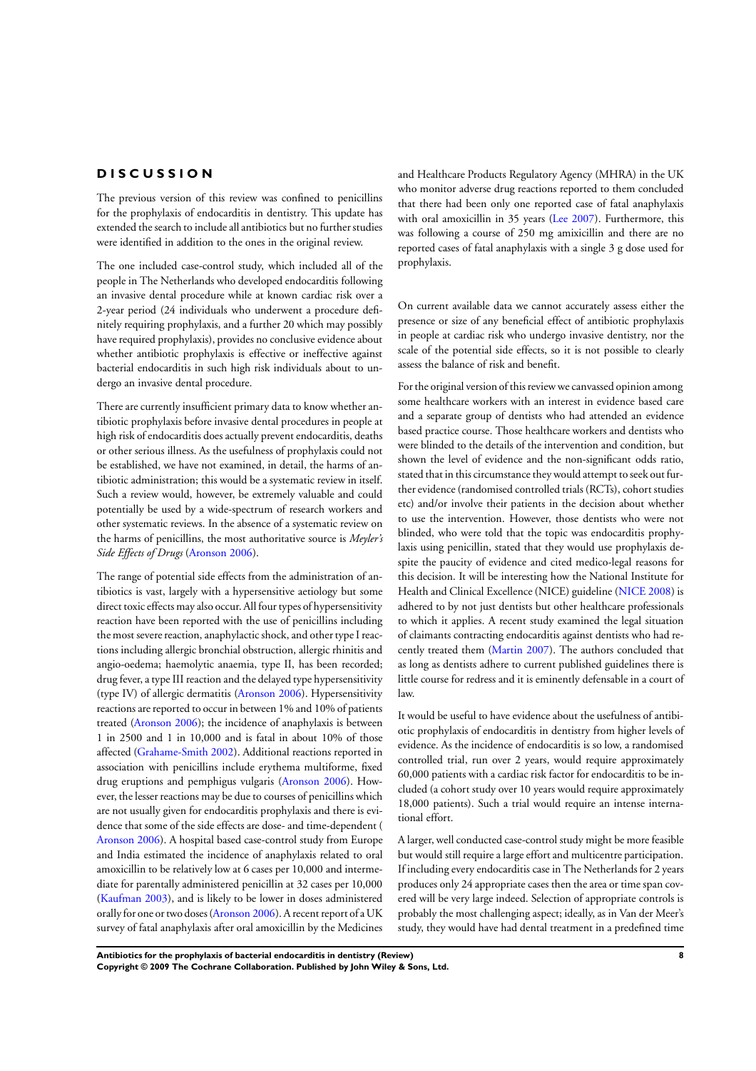# DISCUSSION

The previous version of this review was confined to penicillins for the prophylaxis of endocarditis in dentistry. This update has extended the search to include all antibiotics but no further studies were identified in addition to the ones in the original review.

The one included case-control study, which included all of the people in The Netherlands who developed endocarditis following an invasive dental procedure while at known cardiac risk over a 2-year period (24 individuals who underwent a procedure definitely requiring prophylaxis, and a further 20 which may possibly have required prophylaxis), provides no conclusive evidence about whether antibiotic prophylaxis is effective or ineffective against bacterial endocarditis in such high risk individuals about to undergo an invasive dental procedure.

There are currently insufficient primary data to know whether antibiotic prophylaxis before invasive dental procedures in people at high risk of endocarditis does actually prevent endocarditis, deaths or other serious illness. As the usefulness of prophylaxis could not be established, we have not examined, in detail, the harms of antibiotic administration; this would be a systematic review in itself. Such a review would, however, be extremely valuable and could potentially be used by a wide-spectrum of research workers and other systematic reviews. In the absence of a systematic review on the harms of penicillins, the most authoritative source is *Meyler's Side Effects of Drugs* (Aronson 2006).

The range of potential side effects from the administration of antibiotics is vast, largely with a hypersensitive aetiology but some direct toxic effects may also occur. All four types of hypersensitivity reaction have been reported with the use of penicillins including the most severe reaction, anaphylactic shock, and other type I reactions including allergic bronchial obstruction, allergic rhinitis and angio-oedema; haemolytic anaemia, type II, has been recorded; drug fever, a type III reaction and the delayed type hypersensitivity (type IV) of allergic dermatitis (Aronson 2006). Hypersensitivity reactions are reported to occur in between 1% and 10% of patients treated (Aronson 2006); the incidence of anaphylaxis is between 1 in 2500 and 1 in 10,000 and is fatal in about 10% of those affected (Grahame-Smith 2002). Additional reactions reported in association with penicillins include erythema multiforme, fixed drug eruptions and pemphigus vulgaris (Aronson 2006). However, the lesser reactions may be due to courses of penicillins which are not usually given for endocarditis prophylaxis and there is evidence that some of the side effects are dose- and time-dependent ( Aronson 2006). A hospital based case-control study from Europe and India estimated the incidence of anaphylaxis related to oral amoxicillin to be relatively low at 6 cases per 10,000 and intermediate for parentally administered penicillin at 32 cases per 10,000 (Kaufman 2003), and is likely to be lower in doses administered orally for one or two doses (Aronson 2006). A recent report of a UK survey of fatal anaphylaxis after oral amoxicillin by the Medicines and Healthcare Products Regulatory Agency (MHRA) in the UK who monitor adverse drug reactions reported to them concluded that there had been only one reported case of fatal anaphylaxis with oral amoxicillin in 35 years (Lee 2007). Furthermore, this was following a course of 250 mg amixicillin and there are no reported cases of fatal anaphylaxis with a single 3 g dose used for prophylaxis.

On current available data we cannot accurately assess either the presence or size of any beneficial effect of antibiotic prophylaxis in people at cardiac risk who undergo invasive dentistry, nor the scale of the potential side effects, so it is not possible to clearly assess the balance of risk and benefit.

For the original version of this review we canvassed opinion among some healthcare workers with an interest in evidence based care and a separate group of dentists who had attended an evidence based practice course. Those healthcare workers and dentists who were blinded to the details of the intervention and condition, but shown the level of evidence and the non-significant odds ratio, stated that in this circumstance they would attempt to seek out further evidence (randomised controlled trials (RCTs), cohort studies etc) and/or involve their patients in the decision about whether to use the intervention. However, those dentists who were not blinded, who were told that the topic was endocarditis prophylaxis using penicillin, stated that they would use prophylaxis despite the paucity of evidence and cited medico-legal reasons for this decision. It will be interesting how the National Institute for Health and Clinical Excellence (NICE) guideline (NICE 2008) is adhered to by not just dentists but other healthcare professionals to which it applies. A recent study examined the legal situation of claimants contracting endocarditis against dentists who had recently treated them (Martin 2007). The authors concluded that as long as dentists adhere to current published guidelines there is little course for redress and it is eminently defensable in a court of law.

It would be useful to have evidence about the usefulness of antibiotic prophylaxis of endocarditis in dentistry from higher levels of evidence. As the incidence of endocarditis is so low, a randomised controlled trial, run over 2 years, would require approximately 60,000 patients with a cardiac risk factor for endocarditis to be included (a cohort study over 10 years would require approximately 18,000 patients). Such a trial would require an intense international effort.

A larger, well conducted case-control study might be more feasible but would still require a large effort and multicentre participation. If including every endocarditis case in The Netherlands for 2 years produces only 24 appropriate cases then the area or time span covered will be very large indeed. Selection of appropriate controls is probably the most challenging aspect; ideally, as in Van der Meer's study, they would have had dental treatment in a predefined time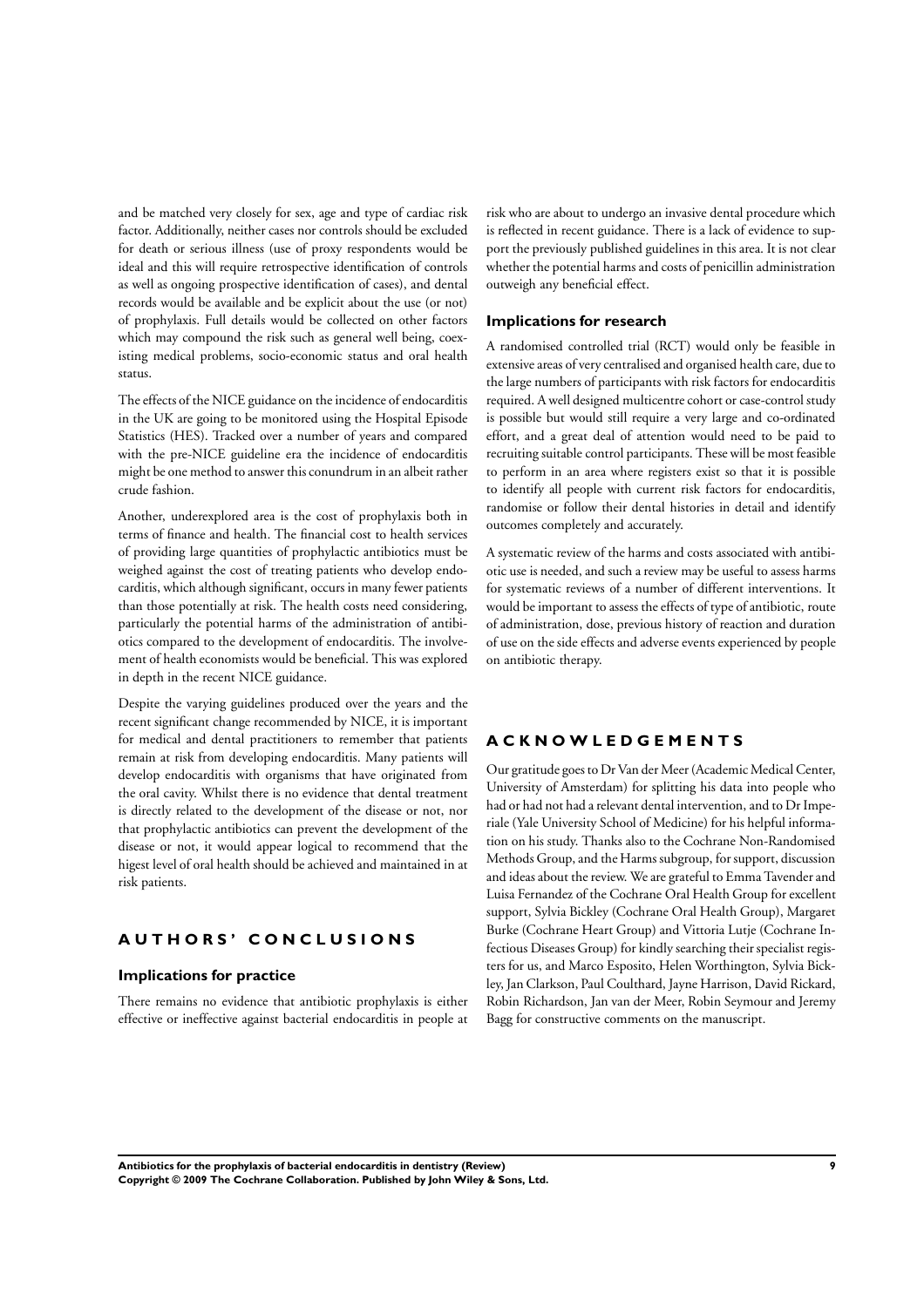and be matched very closely for sex, age and type of cardiac risk factor. Additionally, neither cases nor controls should be excluded for death or serious illness (use of proxy respondents would be ideal and this will require retrospective identification of controls as well as ongoing prospective identification of cases), and dental records would be available and be explicit about the use (or not) of prophylaxis. Full details would be collected on other factors which may compound the risk such as general well being, coexisting medical problems, socio-economic status and oral health status.

The effects of the NICE guidance on the incidence of endocarditis in the UK are going to be monitored using the Hospital Episode Statistics (HES). Tracked over a number of years and compared with the pre-NICE guideline era the incidence of endocarditis might be one method to answer this conundrum in an albeit rather crude fashion.

Another, underexplored area is the cost of prophylaxis both in terms of finance and health. The financial cost to health services of providing large quantities of prophylactic antibiotics must be weighed against the cost of treating patients who develop endocarditis, which although significant, occurs in many fewer patients than those potentially at risk. The health costs need considering, particularly the potential harms of the administration of antibiotics compared to the development of endocarditis. The involvement of health economists would be beneficial. This was explored in depth in the recent NICE guidance.

Despite the varying guidelines produced over the years and the recent significant change recommended by NICE, it is important for medical and dental practitioners to remember that patients remain at risk from developing endocarditis. Many patients will develop endocarditis with organisms that have originated from the oral cavity. Whilst there is no evidence that dental treatment is directly related to the development of the disease or not, nor that prophylactic antibiotics can prevent the development of the disease or not, it would appear logical to recommend that the higest level of oral health should be achieved and maintained in at risk patients.

# AUTHORS' CONCLUSIONS

## Implications for practice

There remains no evidence that antibiotic prophylaxis is either effective or ineffective against bacterial endocarditis in people at risk who are about to undergo an invasive dental procedure which is reflected in recent guidance. There is a lack of evidence to support the previously published guidelines in this area. It is not clear whether the potential harms and costs of penicillin administration outweigh any beneficial effect.

## Implications for research

A randomised controlled trial (RCT) would only be feasible in extensive areas of very centralised and organised health care, due to the large numbers of participants with risk factors for endocarditis required. A well designed multicentre cohort or case-control study is possible but would still require a very large and co-ordinated effort, and a great deal of attention would need to be paid to recruiting suitable control participants. These will be most feasible to perform in an area where registers exist so that it is possible to identify all people with current risk factors for endocarditis, randomise or follow their dental histories in detail and identify outcomes completely and accurately.

A systematic review of the harms and costs associated with antibiotic use is needed, and such a review may be useful to assess harms for systematic reviews of a number of different interventions. It would be important to assess the effects of type of antibiotic, route of administration, dose, previous history of reaction and duration of use on the side effects and adverse events experienced by people on antibiotic therapy.

# ACKNOWLEDGEMENTS

Our gratitude goes to Dr Van der Meer (Academic Medical Center, University of Amsterdam) for splitting his data into people who had or had not had a relevant dental intervention, and to Dr Imperiale (Yale University School of Medicine) for his helpful information on his study. Thanks also to the Cochrane Non-Randomised Methods Group, and the Harms subgroup, for support, discussion and ideas about the review. We are grateful to Emma Tavender and Luisa Fernandez of the Cochrane Oral Health Group for excellent support, Sylvia Bickley (Cochrane Oral Health Group), Margaret Burke (Cochrane Heart Group) and Vittoria Lutje (Cochrane Infectious Diseases Group) for kindly searching their specialist registers for us, and Marco Esposito, Helen Worthington, Sylvia Bickley, Jan Clarkson, Paul Coulthard, Jayne Harrison, David Rickard, Robin Richardson, Jan van der Meer, Robin Seymour and Jeremy Bagg for constructive comments on the manuscript.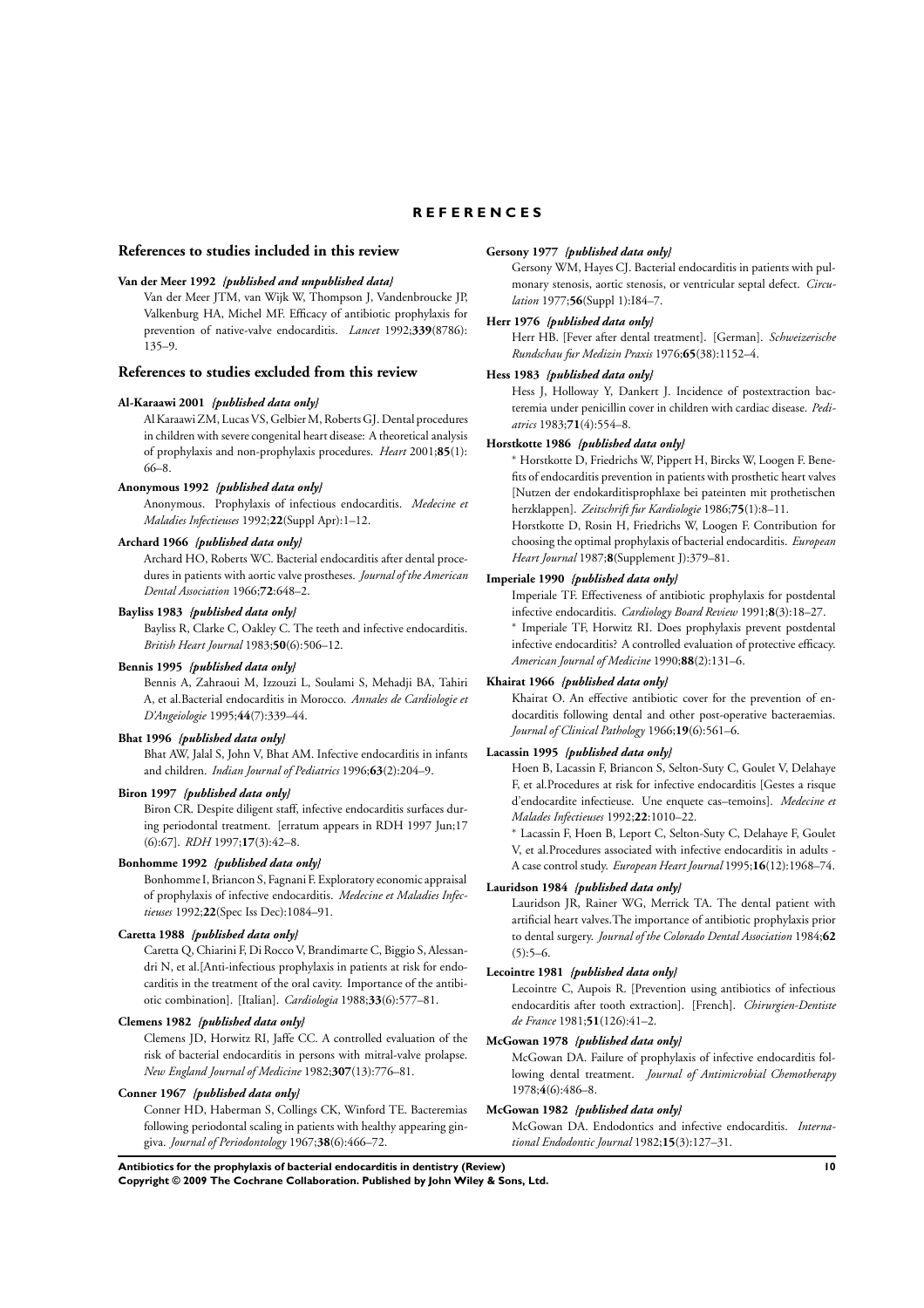# REFERENCES

## References to studies included in this review

**Van der Meer 1992** *{published and unpublished data}*

Van der Meer JTM, van Wijk W, Thompson J, Vandenbroucke JP, Valkenburg HA, Michel MF. Efficacy of antibiotic prophylaxis for prevention of native-valve endocarditis. *Lancet* 1992;**339**(8786): 135–9.

## References to studies excluded from this review

**Al-Karaawi 2001** *{published data only}*

Al Karaawi ZM, Lucas VS, Gelbier M, Roberts GJ. Dental procedures in children with severe congenital heart disease: A theoretical analysis of prophylaxis and non-prophylaxis procedures. *Heart* 2001;**85**(1): 66–8.

**Anonymous 1992** *{published data only}*

Anonymous. Prophylaxis of infectious endocarditis. *Medecine et Maladies Infectieuses* 1992;**22**(Suppl Apr):1–12.

**Archard 1966** *{published data only}*

Archard HO, Roberts WC. Bacterial endocarditis after dental procedures in patients with aortic valve prostheses. *Journal of the American Dental Association* 1966;**72**:648–2.

**Bayliss 1983** *{published data only}*

Bayliss R, Clarke C, Oakley C. The teeth and infective endocarditis. *British Heart Journal* 1983;**50**(6):506–12.

**Bennis 1995** *{published data only}*

Bennis A, Zahraoui M, Izzouzi L, Soulami S, Mehadji BA, Tahiri A, et al.Bacterial endocarditis in Morocco. *Annales de Cardiologie et D'Angeiologie* 1995;**44**(7):339–44.

**Bhat 1996** *{published data only}*

Bhat AW, Jalal S, John V, Bhat AM. Infective endocarditis in infants and children. *Indian Journal of Pediatrics* 1996;**63**(2):204–9.

**Biron 1997** *{published data only}*

Biron CR. Despite diligent staff, infective endocarditis surfaces during periodontal treatment. [erratum appears in RDH 1997 Jun;17 (6):67]. *RDH* 1997;**17**(3):42–8.

**Bonhomme 1992** *{published data only}*

Bonhomme I, Briancon S, Fagnani F. Exploratory economic appraisal of prophylaxis of infective endocarditis. *Medecine et Maladies Infectieuses* 1992;**22**(Spec Iss Dec):1084–91.

**Caretta 1988** *{published data only}*

Caretta Q, Chiarini F, Di Rocco V, Brandimarte C, Biggio S, Alessandri N, et al.[Anti-infectious prophylaxis in patients at risk for endocarditis in the treatment of the oral cavity. Importance of the antibiotic combination]. [Italian]. *Cardiologia* 1988;**33**(6):577–81.

**Clemens 1982** *{published data only}*

Clemens JD, Horwitz RI, Jaffe CC. A controlled evaluation of the risk of bacterial endocarditis in persons with mitral-valve prolapse. *New England Journal of Medicine* 1982;**307**(13):776–81.

**Conner 1967** *{published data only}*

Conner HD, Haberman S, Collings CK, Winford TE. Bacteremias following periodontal scaling in patients with healthy appearing gingiva. *Journal of Periodontology* 1967;**38**(6):466–72.

**Gersony 1977** *{published data only}*

Gersony WM, Hayes CJ. Bacterial endocarditis in patients with pulmonary stenosis, aortic stenosis, or ventricular septal defect. *Circulation* 1977;**56**(Suppl 1):I84–7.

**Herr 1976** *{published data only}*

Herr HB. [Fever after dental treatment]. [German]. *Schweizerische Rundschau fur Medizin Praxis* 1976;**65**(38):1152–4.

**Hess 1983** *{published data only}*

Hess J, Holloway Y, Dankert J. Incidence of postextraction bacteremia under penicillin cover in children with cardiac disease. *Pediatrics* 1983;**71**(4):554–8.

**Horstkotte 1986** *{published data only}*

* Horstkotte D, Friedrichs W, Pippert H, Bircks W, Loogen F. Benefits of endocarditis prevention in patients with prosthetic heart valves [Nutzen der endokarditisprophlaxe bei pateinten mit prothetischen herzklappen]. *Zeitschrift fur Kardiologie* 1986;**75**(1):8–11.

Horstkotte D, Rosin H, Friedrichs W, Loogen F. Contribution for choosing the optimal prophylaxis of bacterial endocarditis. *European Heart Journal* 1987;**8**(Supplement J):379–81.

**Imperiale 1990** *{published data only}*

Imperiale TF. Effectiveness of antibiotic prophylaxis for postdental infective endocarditis. *Cardiology Board Review* 1991;**8**(3):18–27.

* Imperiale TF, Horwitz RI. Does prophylaxis prevent postdental infective endocarditis? A controlled evaluation of protective efficacy. *American Journal of Medicine* 1990;**88**(2):131–6.

**Khairat 1966** *{published data only}*

Khairat O. An effective antibiotic cover for the prevention of endocarditis following dental and other post-operative bacteraemias. *Journal of Clinical Pathology* 1966;**19**(6):561–6.

**Lacassin 1995** *{published data only}*

Hoen B, Lacassin F, Briancon S, Selton-Suty C, Goulet V, Delahaye F, et al.Procedures at risk for infective endocarditis [Gestes a risque d'endocardite infectieuse. Une enquete cas–temoins]. *Medecine et Malades Infectieuses* 1992;**22**:1010–22.

* Lacassin F, Hoen B, Leport C, Selton-Suty C, Delahaye F, Goulet V, et al.Procedures associated with infective endocarditis in adults - A case control study. *European Heart Journal* 1995;**16**(12):1968–74.

**Lauridson 1984** *{published data only}*

Lauridson JR, Rainer WG, Merrick TA. The dental patient with artificial heart valves.The importance of antibiotic prophylaxis prior to dental surgery. *Journal of the Colorado Dental Association* 1984;**62** (5):5–6.

**Lecointre 1981** *{published data only}*

Lecointre C, Aupois R. [Prevention using antibiotics of infectious endocarditis after tooth extraction]. [French]. *Chirurgien-Dentiste de France* 1981;**51**(126):41–2.

**McGowan 1978** *{published data only}*

McGowan DA. Failure of prophylaxis of infective endocarditis following dental treatment. *Journal of Antimicrobial Chemotherapy* 1978;**4**(6):486–8.

**McGowan 1982** *{published data only}*

McGowan DA. Endodontics and infective endocarditis. *International Endodontic Journal* 1982;**15**(3):127–31.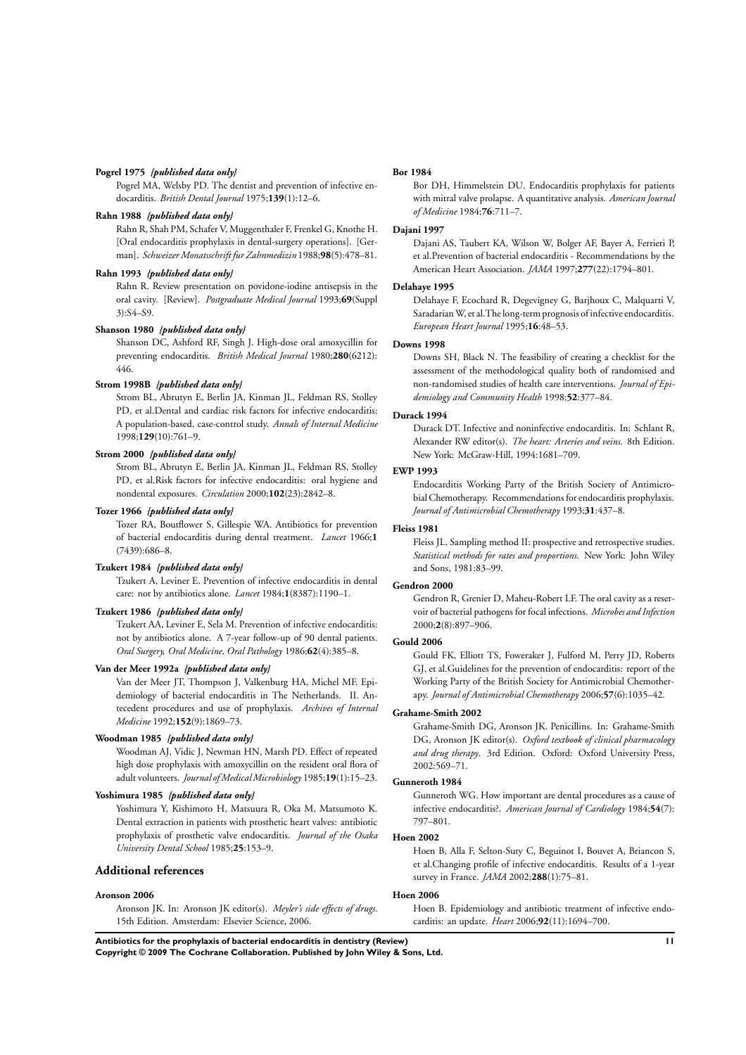**Pogrel 1975** *{published data only}*

Pogrel MA, Welsby PD. The dentist and prevention of infective endocarditis. *British Dental Journal* 1975;**139**(1):12–6.

**Rahn 1988** *{published data only}*

Rahn R, Shah PM, Schafer V, Muggenthaler F, Frenkel G, Knothe H. [Oral endocarditis prophylaxis in dental-surgery operations]. [German]. *Schweizer Monatsschrift fur Zahnmedizin* 1988;**98**(5):478–81.

**Rahn 1993** *{published data only}*

Rahn R. Review presentation on povidone-iodine antisepsis in the oral cavity. [Review]. *Postgraduate Medical Journal* 1993;**69**(Suppl 3):S4–S9.

**Shanson 1980** *{published data only}*

Shanson DC, Ashford RF, Singh J. High-dose oral amoxycillin for preventing endocarditis. *British Medical Journal* 1980;**280**(6212): 446.

**Strom 1998B** *{published data only}*

Strom BL, Abrutyn E, Berlin JA, Kinman JL, Feldman RS, Stolley PD, et al.Dental and cardiac risk factors for infective endocarditis: A population-based, case-control study. *Annals of Internal Medicine* 1998;**129**(10):761–9.

**Strom 2000** *{published data only}*

Strom BL, Abrutyn E, Berlin JA, Kinman JL, Feldman RS, Stolley PD, et al.Risk factors for infective endocarditis: oral hygiene and nondental exposures. *Circulation* 2000;**102**(23):2842–8.

**Tozer 1966** *{published data only}*

Tozer RA, Boutflower S, Gillespie WA. Antibiotics for prevention of bacterial endocarditis during dental treatment. *Lancet* 1966;**1** (7439):686–8.

**Tzukert 1984** *{published data only}*

Tzukert A, Leviner E. Prevention of infective endocarditis in dental care: not by antibiotics alone. *Lancet* 1984;**1**(8387):1190–1.

**Tzukert 1986** *{published data only}*

Tzukert AA, Leviner E, Sela M. Prevention of infective endocarditis: not by antibiotics alone. A 7-year follow-up of 90 dental patients. *Oral Surgery, Oral Medicine, Oral Pathology* 1986;**62**(4):385–8.

**Van der Meer 1992a** *{published data only}*

Van der Meer JT, Thompson J, Valkenburg HA, Michel MF. Epidemiology of bacterial endocarditis in The Netherlands. II. Antecedent procedures and use of prophylaxis. *Archives of Internal Medicine* 1992;**152**(9):1869–73.

**Woodman 1985** *{published data only}*

Woodman AJ, Vidic J, Newman HN, Marsh PD. Effect of repeated high dose prophylaxis with amoxycillin on the resident oral flora of adult volunteers. *Journal of Medical Microbiology* 1985;**19**(1):15–23.

**Yoshimura 1985** *{published data only}*

Yoshimura Y, Kishimoto H, Matsuura R, Oka M, Matsumoto K. Dental extraction in patients with prosthetic heart valves: antibiotic prophylaxis of prosthetic valve endocarditis. *Journal of the Osaka University Dental School* 1985;**25**:153–9.

## Additional references

**Aronson 2006**

Aronson JK. In: Aronson JK editor(s). *Meyler's side effects of drugs*. 15th Edition. Amsterdam: Elsevier Science, 2006.

**Bor 1984**

Bor DH, Himmelstein DU. Endocarditis prophylaxis for patients with mitral valve prolapse. A quantitative analysis. *American Journal of Medicine* 1984;**76**:711–7.

**Dajani 1997**

Dajani AS, Taubert KA, Wilson W, Bolger AF, Bayer A, Ferrieri P, et al.Prevention of bacterial endocarditis - Recommendations by the American Heart Association. *JAMA* 1997;**277**(22):1794–801.

**Delahaye 1995**

Delahaye F, Ecochard R, Degevigney G, Barjhoux C, Malquarti V, Saradarian W, et al.The long-term prognosis of infective endocarditis. *European Heart Journal* 1995;**16**:48–53.

**Downs 1998**

Downs SH, Black N. The feasibility of creating a checklist for the assessment of the methodological quality both of randomised and non-randomised studies of health care interventions. *Journal of Epidemiology and Community Health* 1998;**52**:377–84.

**Durack 1994**

Durack DT. Infective and noninfective endocarditis. In: Schlant R, Alexander RW editor(s). *The heart: Arteries and veins*. 8th Edition. New York: McGraw-Hill, 1994:1681–709.

**EWP 1993**

Endocarditis Working Party of the British Society of Antimicrobial Chemotherapy. Recommendations for endocarditis prophylaxis. *Journal of Antimicrobial Chemotherapy* 1993;**31**:437–8.

**Fleiss 1981**

Fleiss JL. Sampling method II: prospective and retrospective studies. *Statistical methods for rates and proportions*. New York: John Wiley and Sons, 1981:83–99.

**Gendron 2000**

Gendron R, Grenier D, Maheu-Robert LF. The oral cavity as a reservoir of bacterial pathogens for focal infections. *Microbes and Infection* 2000;**2**(8):897–906.

**Gould 2006**

Gould FK, Elliott TS, Foweraker J, Fulford M, Perry JD, Roberts GJ, et al.Guidelines for the prevention of endocarditis: report of the Working Party of the British Society for Antimicrobial Chemotherapy. *Journal of Antimicrobial Chemotherapy* 2006;**57**(6):1035–42.

**Grahame-Smith 2002**

Grahame-Smith DG, Aronson JK. Penicillins. In: Grahame-Smith DG, Aronson JK editor(s). *Oxford textbook of clinical pharmacology and drug therapy*. 3rd Edition. Oxford: Oxford University Press, 2002:569–71.

**Gunneroth 1984**

Gunneroth WG. How important are dental procedures as a cause of infective endocarditis?. *American Journal of Cardiology* 1984;**54**(7): 797–801.

**Hoen 2002**

Hoen B, Alla F, Selton-Suty C, Beguinot I, Bouvet A, Briancon S, et al.Changing profile of infective endocarditis. Results of a 1-year survey in France. *JAMA* 2002;**288**(1):75–81.

**Hoen 2006**

Hoen B. Epidemiology and antibiotic treatment of infective endocarditis: an update. *Heart* 2006;**92**(11):1694–700.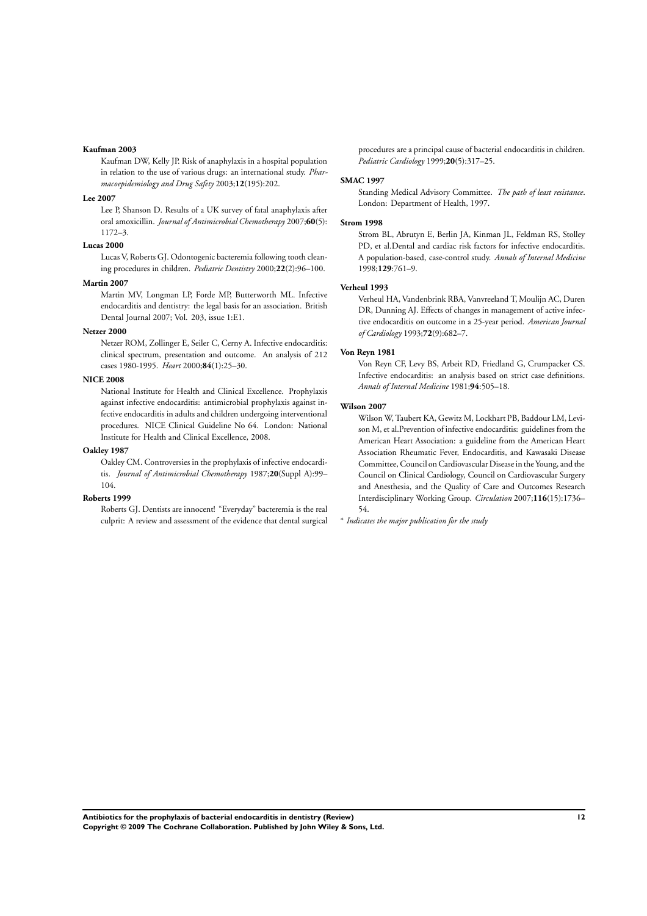**Kaufman 2003**

Kaufman DW, Kelly JP. Risk of anaphylaxis in a hospital population in relation to the use of various drugs: an international study. *Pharmacoepidemiology and Drug Safety* 2003;**12**(195):202.

**Lee 2007**

Lee P, Shanson D. Results of a UK survey of fatal anaphylaxis after oral amoxicillin. *Journal of Antimicrobial Chemotherapy* 2007;**60**(5): 1172–3.

**Lucas 2000**

Lucas V, Roberts GJ. Odontogenic bacteremia following tooth cleaning procedures in children. *Pediatric Dentistry* 2000;**22**(2):96–100.

**Martin 2007**

Martin MV, Longman LP, Forde MP, Butterworth ML. Infective endocarditis and dentistry: the legal basis for an association. British Dental Journal 2007; Vol. 203, issue 1:E1.

**Netzer 2000**

Netzer ROM, Zollinger E, Seiler C, Cerny A. Infective endocarditis: clinical spectrum, presentation and outcome. An analysis of 212 cases 1980-1995. *Heart* 2000;**84**(1):25–30.

**NICE 2008**

National Institute for Health and Clinical Excellence. Prophylaxis against infective endocarditis: antimicrobial prophylaxis against infective endocarditis in adults and children undergoing interventional procedures. NICE Clinical Guideline No 64. London: National Institute for Health and Clinical Excellence, 2008.

**Oakley 1987**

Oakley CM. Controversies in the prophylaxis of infective endocarditis. *Journal of Antimicrobial Chemotherapy* 1987;**20**(Suppl A):99–104.

**Roberts 1999**

Roberts GJ. Dentists are innocent! "Everyday" bacteremia is the real culprit: A review and assessment of the evidence that dental surgical procedures are a principal cause of bacterial endocarditis in children. *Pediatric Cardiology* 1999;**20**(5):317–25.

**SMAC 1997**

Standing Medical Advisory Committee. *The path of least resistance*. London: Department of Health, 1997.

**Strom 1998**

Strom BL, Abrutyn E, Berlin JA, Kinman JL, Feldman RS, Stolley PD, et al.Dental and cardiac risk factors for infective endocarditis. A population-based, case-control study. *Annals of Internal Medicine* 1998;**129**:761–9.

**Verheul 1993**

Verheul HA, Vandenbrink RBA, Vanvreeland T, Moulijn AC, Duren DR, Dunning AJ. Effects of changes in management of active infective endocarditis on outcome in a 25-year period. *American Journal of Cardiology* 1993;**72**(9):682–7.

**Von Reyn 1981**

Von Reyn CF, Levy BS, Arbeit RD, Friedland G, Crumpacker CS. Infective endocarditis: an analysis based on strict case definitions. *Annals of Internal Medicine* 1981;**94**:505–18.

**Wilson 2007**

Wilson W, Taubert KA, Gewitz M, Lockhart PB, Baddour LM, Levison M, et al.Prevention of infective endocarditis: guidelines from the American Heart Association: a guideline from the American Heart Association Rheumatic Fever, Endocarditis, and Kawasaki Disease Committee, Council on Cardiovascular Disease in the Young, and the Council on Clinical Cardiology, Council on Cardiovascular Surgery and Anesthesia, and the Quality of Care and Outcomes Research Interdisciplinary Working Group. *Circulation* 2007;**116**(15):1736–54.

\* *Indicates the major publication for the study*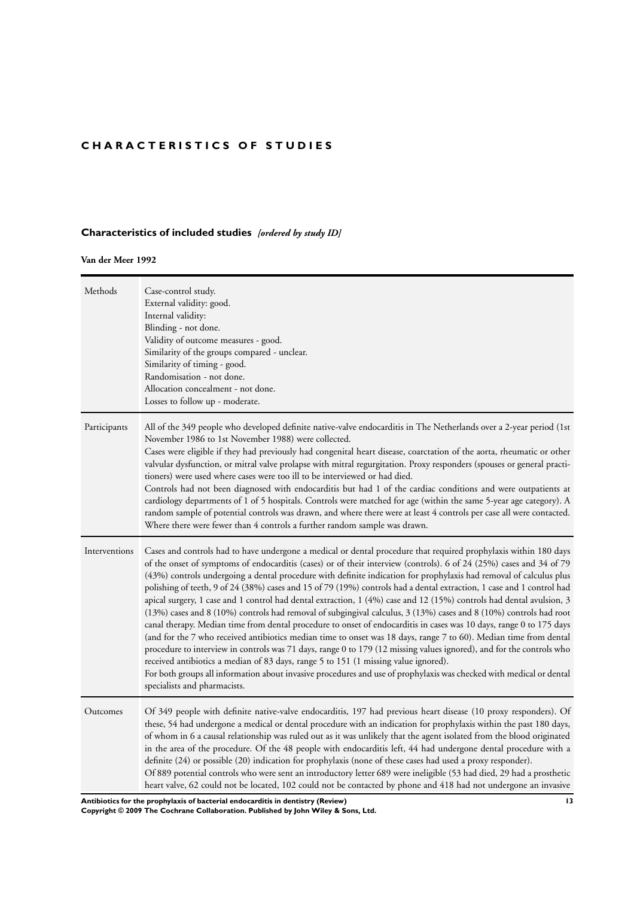# CHARACTERISTICS OF STUDIES

## Characteristics of included studies *[ordered by study ID]*

### Van der Meer 1992

| | |
|---|---|
| Methods | Case-control study.<br>External validity: good.<br>Internal validity:<br>Blinding - not done.<br>Validity of outcome measures - good.<br>Similarity of the groups compared - unclear.<br>Similarity of timing - good.<br>Randomisation - not done.<br>Allocation concealment - not done.<br>Losses to follow up - moderate. |
| Participants | All of the 349 people who developed definite native-valve endocarditis in The Netherlands over a 2-year period (1st November 1986 to 1st November 1988) were collected.<br>Cases were eligible if they had previously had congenital heart disease, coarctation of the aorta, rheumatic or other valvular dysfunction, or mitral valve prolapse with mitral regurgitation. Proxy responders (spouses or general practitioners) were used where cases were too ill to be interviewed or had died.<br>Controls had not been diagnosed with endocarditis but had 1 of the cardiac conditions and were outpatients at cardiology departments of 1 of 5 hospitals. Controls were matched for age (within the same 5-year age category). A random sample of potential controls was drawn, and where there were at least 4 controls per case all were contacted. Where there were fewer than 4 controls a further random sample was drawn. |
| Interventions | Cases and controls had to have undergone a medical or dental procedure that required prophylaxis within 180 days of the onset of symptoms of endocarditis (cases) or of their interview (controls). 6 of 24 (25%) cases and 34 of 79 (43%) controls undergoing a dental procedure with definite indication for prophylaxis had removal of calculus plus polishing of teeth, 9 of 24 (38%) cases and 15 of 79 (19%) controls had a dental extraction, 1 case and 1 control had apical surgery, 1 case and 1 control had dental extraction, 1 (4%) case and 12 (15%) controls had dental avulsion, 3 (13%) cases and 8 (10%) controls had removal of subgingival calculus, 3 (13%) cases and 8 (10%) controls had root canal therapy. Median time from dental procedure to onset of endocarditis in cases was 10 days, range 0 to 175 days (and for the 7 who received antibiotics median time to onset was 18 days, range 7 to 60). Median time from dental procedure to interview in controls was 71 days, range 0 to 179 (12 missing values ignored), and for the controls who received antibiotics a median of 83 days, range 5 to 151 (1 missing value ignored).<br>For both groups all information about invasive procedures and use of prophylaxis was checked with medical or dental specialists and pharmacists. |
| Outcomes | Of 349 people with definite native-valve endocarditis, 197 had previous heart disease (10 proxy responders). Of these, 54 had undergone a medical or dental procedure with an indication for prophylaxis within the past 180 days, of whom in 6 a causal relationship was ruled out as it was unlikely that the agent isolated from the blood originated in the area of the procedure. Of the 48 people with endocarditis left, 44 had undergone dental procedure with a definite (24) or possible (20) indication for prophylaxis (none of these cases had used a proxy responder).<br>Of 889 potential controls who were sent an introductory letter 689 were ineligible (53 had died, 29 had a prosthetic heart valve, 62 could not be located, 102 could not be contacted by phone and 418 had not undergone an invasive |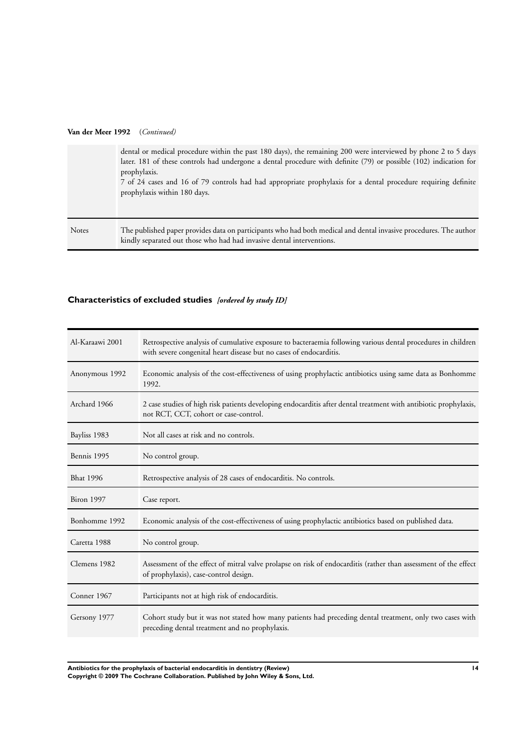**Van der Meer 1992** (*Continued*)

| | |
|---|---|
| | dental or medical procedure within the past 180 days), the remaining 200 were interviewed by phone 2 to 5 days later. 181 of these controls had undergone a dental procedure with definite (79) or possible (102) indication for prophylaxis. 7 of 24 cases and 16 of 79 controls had had appropriate prophylaxis for a dental procedure requiring definite prophylaxis within 180 days. |
| Notes | The published paper provides data on participants who had both medical and dental invasive procedures. The author kindly separated out those who had had invasive dental interventions. |

## Characteristics of excluded studies *[ordered by study ID]*

| | |
|---|---|
| Al-Karaawi 2001 | Retrospective analysis of cumulative exposure to bacteraemia following various dental procedures in children with severe congenital heart disease but no cases of endocarditis. |
| Anonymous 1992 | Economic analysis of the cost-effectiveness of using prophylactic antibiotics using same data as Bonhomme 1992. |
| Archard 1966 | 2 case studies of high risk patients developing endocarditis after dental treatment with antibiotic prophylaxis, not RCT, CCT, cohort or case-control. |
| Bayliss 1983 | Not all cases at risk and no controls. |
| Bennis 1995 | No control group. |
| Bhat 1996 | Retrospective analysis of 28 cases of endocarditis. No controls. |
| Biron 1997 | Case report. |
| Bonhomme 1992 | Economic analysis of the cost-effectiveness of using prophylactic antibiotics based on published data. |
| Caretta 1988 | No control group. |
| Clemens 1982 | Assessment of the effect of mitral valve prolapse on risk of endocarditis (rather than assessment of the effect of prophylaxis), case-control design. |
| Conner 1967 | Participants not at high risk of endocarditis. |
| Gersony 1977 | Cohort study but it was not stated how many patients had preceding dental treatment, only two cases with preceding dental treatment and no prophylaxis. |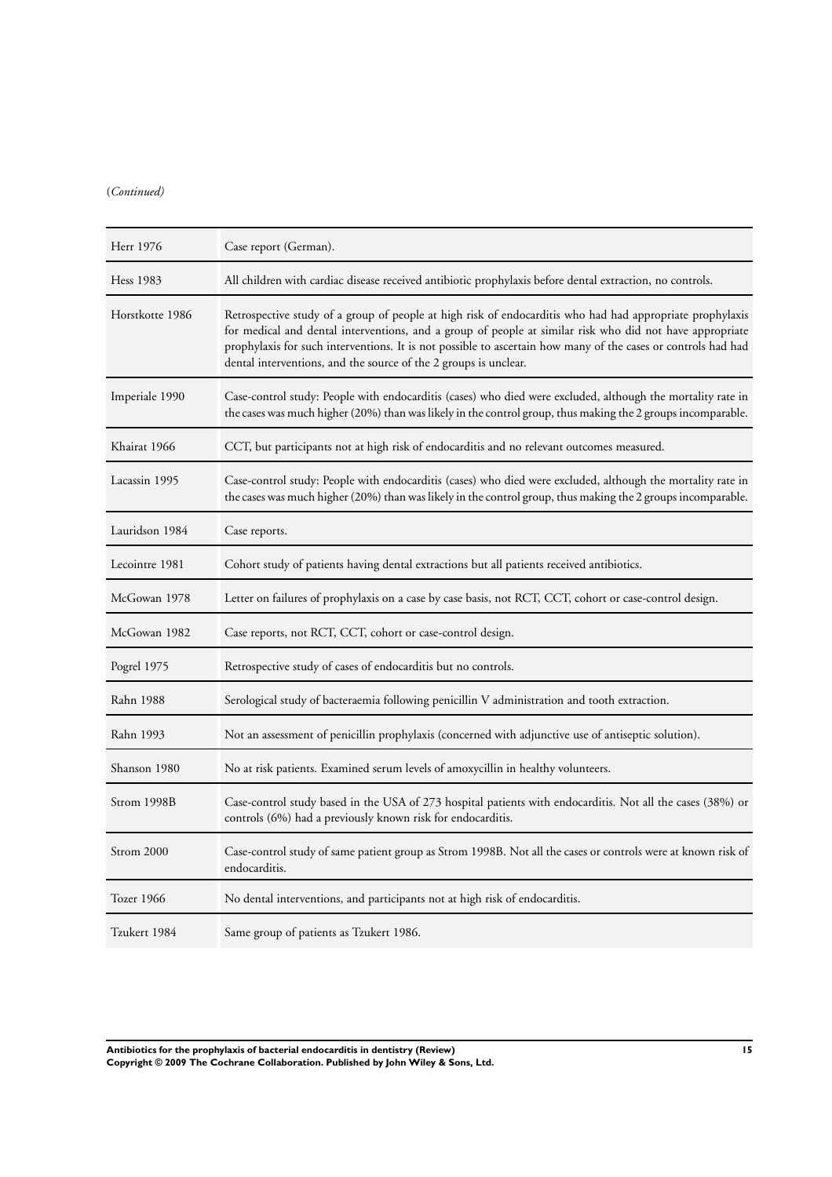(*Continued*)

| | |
|---|---|
| Herr 1976 | Case report (German). |
| Hess 1983 | All children with cardiac disease received antibiotic prophylaxis before dental extraction, no controls. |
| Horstkotte 1986 | Retrospective study of a group of people at high risk of endocarditis who had had appropriate prophylaxis for medical and dental interventions, and a group of people at similar risk who did not have appropriate prophylaxis for such interventions. It is not possible to ascertain how many of the cases or controls had had dental interventions, and the source of the 2 groups is unclear. |
| Imperiale 1990 | Case-control study: People with endocarditis (cases) who died were excluded, although the mortality rate in the cases was much higher (20%) than was likely in the control group, thus making the 2 groups incomparable. |
| Khairat 1966 | CCT, but participants not at high risk of endocarditis and no relevant outcomes measured. |
| Lacassin 1995 | Case-control study: People with endocarditis (cases) who died were excluded, although the mortality rate in the cases was much higher (20%) than was likely in the control group, thus making the 2 groups incomparable. |
| Lauridson 1984 | Case reports. |
| Lecointre 1981 | Cohort study of patients having dental extractions but all patients received antibiotics. |
| McGowan 1978 | Letter on failures of prophylaxis on a case by case basis, not RCT, CCT, cohort or case-control design. |
| McGowan 1982 | Case reports, not RCT, CCT, cohort or case-control design. |
| Pogrel 1975 | Retrospective study of cases of endocarditis but no controls. |
| Rahn 1988 | Serological study of bacteraemia following penicillin V administration and tooth extraction. |
| Rahn 1993 | Not an assessment of penicillin prophylaxis (concerned with adjunctive use of antiseptic solution). |
| Shanson 1980 | No at risk patients. Examined serum levels of amoxycillin in healthy volunteers. |
| Strom 1998B | Case-control study based in the USA of 273 hospital patients with endocarditis. Not all the cases (38%) or controls (6%) had a previously known risk for endocarditis. |
| Strom 2000 | Case-control study of same patient group as Strom 1998B. Not all the cases or controls were at known risk of endocarditis. |
| Tozer 1966 | No dental interventions, and participants not at high risk of endocarditis. |
| Tzukert 1984 | Same group of patients as Tzukert 1986. |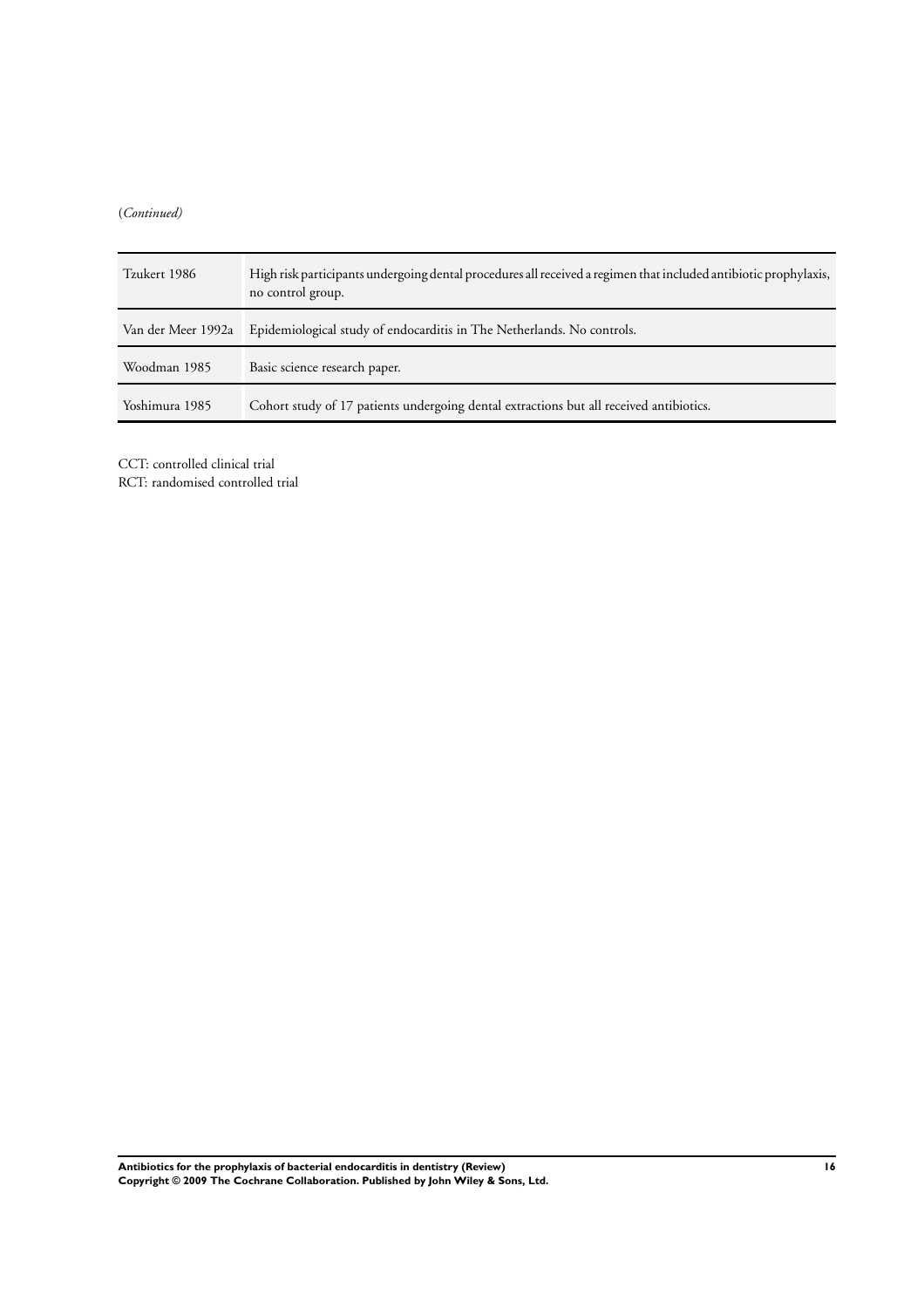(*Continued)*

| | |
|---|---|
| Tzukert 1986 | High risk participants undergoing dental procedures all received a regimen that included antibiotic prophylaxis, no control group. |
| Van der Meer 1992a | Epidemiological study of endocarditis in The Netherlands. No controls. |
| Woodman 1985 | Basic science research paper. |
| Yoshimura 1985 | Cohort study of 17 patients undergoing dental extractions but all received antibiotics. |

CCT: controlled clinical trial
RCT: randomised controlled trial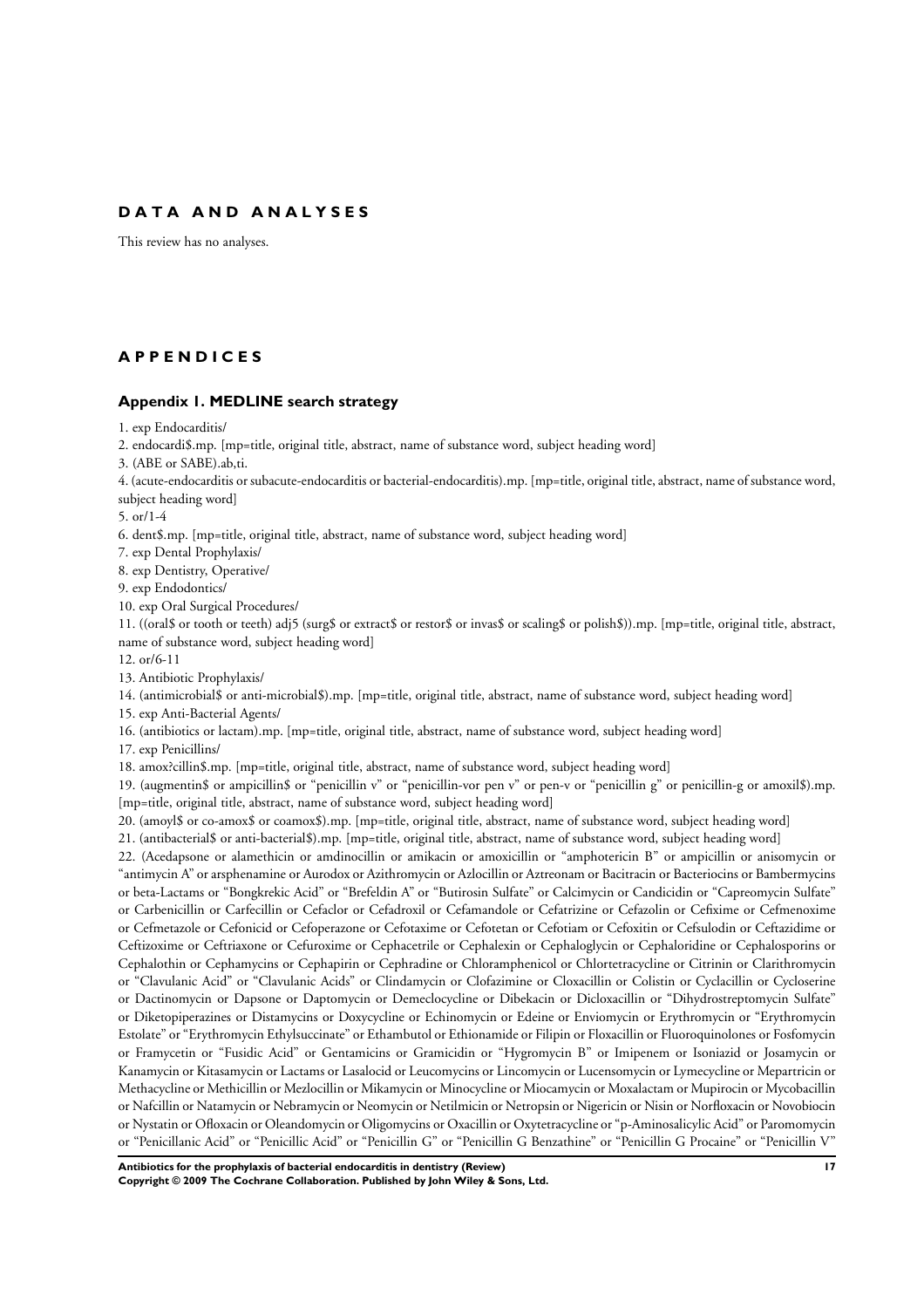# DATA AND ANALYSES

This review has no analyses.

# APPENDICES

### Appendix 1. MEDLINE search strategy

1. exp Endocarditis/
2. endocardi$.mp. [mp=title, original title, abstract, name of substance word, subject heading word]
3. (ABE or SABE).ab,ti.
4. (acute-endocarditis or subacute-endocarditis or bacterial-endocarditis).mp. [mp=title, original title, abstract, name of substance word, subject heading word]
5. or/1-4
6. dent$.mp. [mp=title, original title, abstract, name of substance word, subject heading word]
7. exp Dental Prophylaxis/
8. exp Dentistry, Operative/
9. exp Endodontics/
10. exp Oral Surgical Procedures/
11. ((oral$ or tooth or teeth) adj5 (surg$ or extract$ or restor$ or invas$ or scaling$ or polish$)).mp. [mp=title, original title, abstract, name of substance word, subject heading word]
12. or/6-11
13. Antibiotic Prophylaxis/
14. (antimicrobial$ or anti-microbial$).mp. [mp=title, original title, abstract, name of substance word, subject heading word]
15. exp Anti-Bacterial Agents/
16. (antibiotics or lactam).mp. [mp=title, original title, abstract, name of substance word, subject heading word]
17. exp Penicillins/
18. amox?cillin$.mp. [mp=title, original title, abstract, name of substance word, subject heading word]
19. (augmentin$ or ampicillin$ or "penicillin v" or "penicillin-vor pen v" or pen-v or "penicillin g" or penicillin-g or amoxil$).mp. [mp=title, original title, abstract, name of substance word, subject heading word]
20. (amoyl$ or co-amox$ or coamox$).mp. [mp=title, original title, abstract, name of substance word, subject heading word]
21. (antibacterial$ or anti-bacterial$).mp. [mp=title, original title, abstract, name of substance word, subject heading word]
22. (Acedapsone or alamethicin or amdinocillin or amikacin or amoxicillin or "amphotericin B" or ampicillin or anisomycin or "antimycin A" or arsphenamine or Aurodox or Azithromycin or Azlocillin or Aztreonam or Bacitracin or Bacteriocins or Bambermycins or beta-Lactams or "Bongkrekic Acid" or "Brefeldin A" or "Butirosin Sulfate" or Calcimycin or Candicidin or "Capreomycin Sulfate" or Carbenicillin or Carfecillin or Cefaclor or Cefadroxil or Cefamandole or Cefatrizine or Cefazolin or Cefixime or Cefmenoxime or Cefmetazole or Cefonicid or Cefoperazone or Cefotaxime or Cefotetan or Cefotiam or Cefoxitin or Cefsulodin or Ceftazidime or Ceftizoxime or Ceftriaxone or Cefuroxime or Cephacetrile or Cephalexin or Cephaloglycin or Cephaloridine or Cephalosporins or Cephalothin or Cephamycins or Cephapirin or Cephradine or Chloramphenicol or Chlortetracycline or Citrinin or Clarithromycin or "Clavulanic Acid" or "Clavulanic Acids" or Clindamycin or Clofazimine or Cloxacillin or Colistin or Cyclacillin or Cycloserine or Dactinomycin or Dapsone or Daptomycin or Demeclocycline or Dibekacin or Dicloxacillin or "Dihydrostreptomycin Sulfate" or Diketopiperazines or Distamycins or Doxycycline or Echinomycin or Edeine or Enviomycin or Erythromycin or "Erythromycin Estolate" or "Erythromycin Ethylsuccinate" or Ethambutol or Ethionamide or Filipin or Floxacillin or Fluoroquinolones or Fosfomycin or Framycetin or "Fusidic Acid" or Gentamicins or Gramicidin or "Hygromycin B" or Imipenem or Isoniazid or Josamycin or Kanamycin or Kitasamycin or Lactams or Lasalocid or Leucomycins or Lincomycin or Lucensomycin or Lymecycline or Mepartricin or Methacycline or Methicillin or Mezlocillin or Mikamycin or Minocycline or Miocamycin or Moxalactam or Mupirocin or Mycobacillin or Nafcillin or Natamycin or Nebramycin or Neomycin or Netilmicin or Netropsin or Nigericin or Nisin or Norfloxacin or Novobiocin or Nystatin or Ofloxacin or Oleandomycin or Oligomycins or Oxacillin or Oxytetracycline or "p-Aminosalicylic Acid" or Paromomycin or "Penicillanic Acid" or "Penicillic Acid" or "Penicillin G" or "Penicillin G Benzathine" or "Penicillin G Procaine" or "Penicillin V"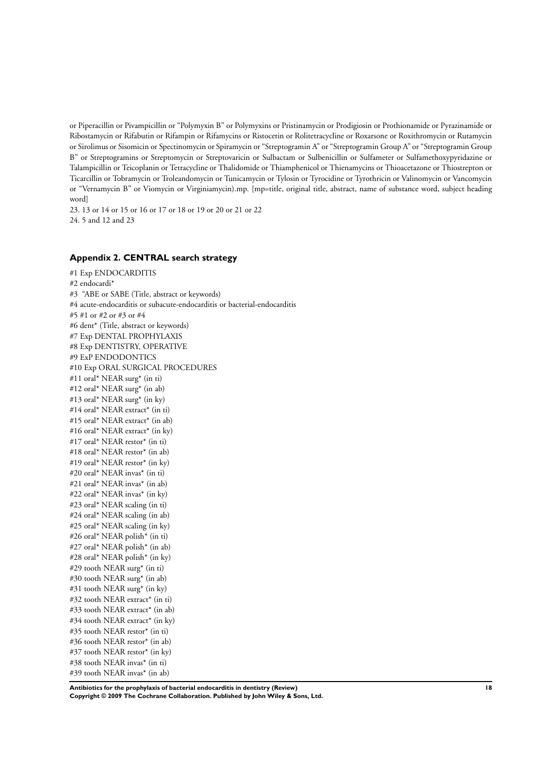or Piperacillin or Pivampicillin or "Polymyxin B" or Polymyxins or Pristinamycin or Prodigiosin or Prothionamide or Pyrazinamide or Ribostamycin or Rifabutin or Rifampin or Rifamycins or Ristocetin or Rolitetracycline or Roxarsone or Roxithromycin or Rutamycin or Sirolimus or Sisomicin or Spectinomycin or Spiramycin or "Streptogramin A" or "Streptogramin Group A" or "Streptogramin Group B" or Streptogramins or Streptomycin or Streptovaricin or Sulbactam or Sulbenicillin or Sulfameter or Sulfamethoxypyridazine or Talampicillin or Teicoplanin or Tetracycline or Thalidomide or Thiamphenicol or Thienamycins or Thioacetazone or Thiostrepton or Ticarcillin or Tobramycin or Troleandomycin or Tunicamycin or Tylosin or Tyrocidine or Tyrothricin or Valinomycin or Vancomycin or "Vernamycin B" or Viomycin or Virginiamycin).mp. [mp=title, original title, abstract, name of substance word, subject heading word]

23. 13 or 14 or 15 or 16 or 17 or 18 or 19 or 20 or 21 or 22
24. 5 and 12 and 23

### Appendix 2. CENTRAL search strategy

#1 Exp ENDOCARDITIS
#2 endocardi*
#3 "ABE or SABE (Title, abstract or keywords)
#4 acute-endocarditis or subacute-endocarditis or bacterial-endocarditis
#5 #1 or #2 or #3 or #4
#6 dent* (Title, abstract or keywords)
#7 Exp DENTAL PROPHYLAXIS
#8 Exp DENTISTRY, OPERATIVE
#9 ExP ENDODONTICS
#10 Exp ORAL SURGICAL PROCEDURES
#11 oral* NEAR surg* (in ti)
#12 oral* NEAR surg* (in ab)
#13 oral* NEAR surg* (in ky)
#14 oral* NEAR extract* (in ti)
#15 oral* NEAR extract* (in ab)
#16 oral* NEAR extract* (in ky)
#17 oral* NEAR restor* (in ti)
#18 oral* NEAR restor* (in ab)
#19 oral* NEAR restor* (in ky)
#20 oral* NEAR invas* (in ti)
#21 oral* NEAR invas* (in ab)
#22 oral* NEAR invas* (in ky)
#23 oral* NEAR scaling (in ti)
#24 oral* NEAR scaling (in ab)
#25 oral* NEAR scaling (in ky)
#26 oral* NEAR polish* (in ti)
#27 oral* NEAR polish* (in ab)
#28 oral* NEAR polish* (in ky)
#29 tooth NEAR surg* (in ti)
#30 tooth NEAR surg* (in ab)
#31 tooth NEAR surg* (in ky)
#32 tooth NEAR extract* (in ti)
#33 tooth NEAR extract* (in ab)
#34 tooth NEAR extract* (in ky)
#35 tooth NEAR restor* (in ti)
#36 tooth NEAR restor* (in ab)
#37 tooth NEAR restor* (in ky)
#38 tooth NEAR invas* (in ti)
#39 tooth NEAR invas* (in ab)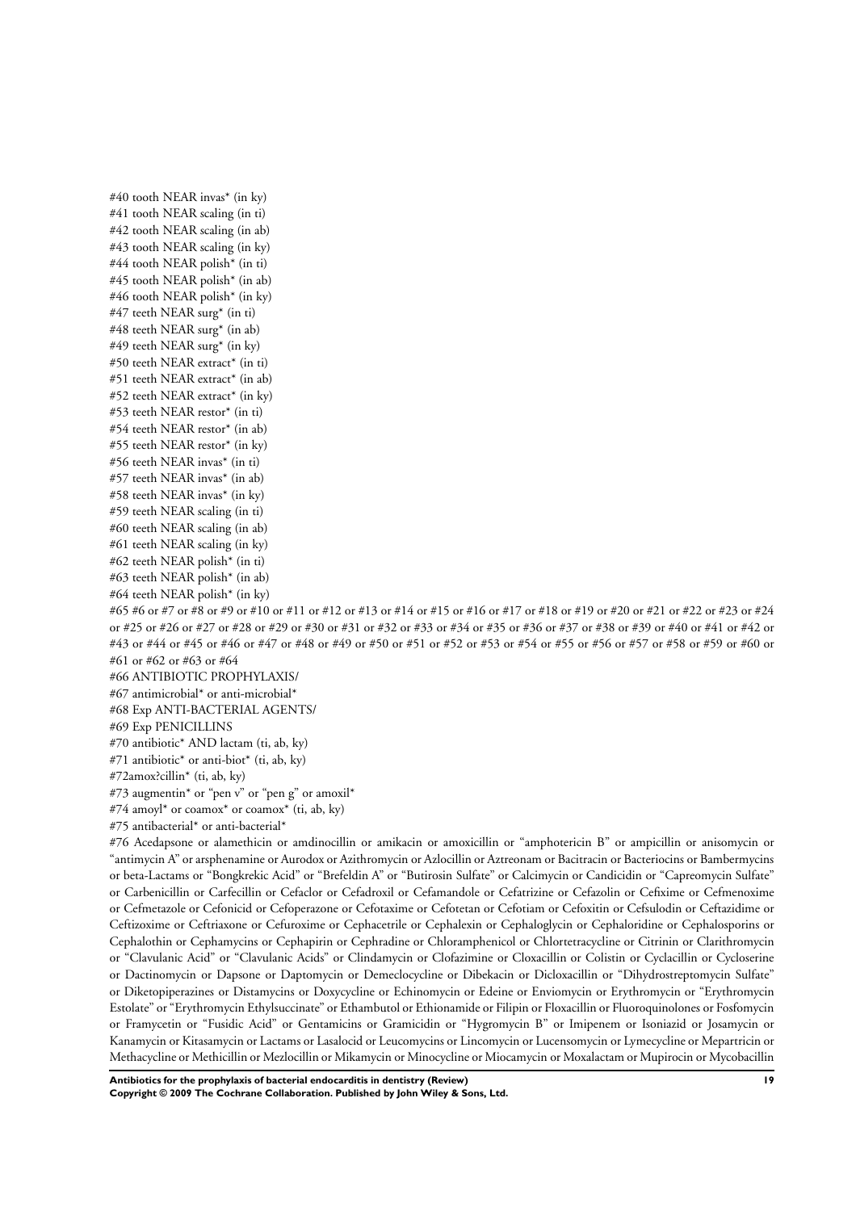#40 tooth NEAR invas* (in ky)
#41 tooth NEAR scaling (in ti)
#42 tooth NEAR scaling (in ab)
#43 tooth NEAR scaling (in ky)
#44 tooth NEAR polish* (in ti)
#45 tooth NEAR polish* (in ab)
#46 tooth NEAR polish* (in ky)
#47 teeth NEAR surg* (in ti)
#48 teeth NEAR surg* (in ab)
#49 teeth NEAR surg* (in ky)
#50 teeth NEAR extract* (in ti)
#51 teeth NEAR extract* (in ab)
#52 teeth NEAR extract* (in ky)
#53 teeth NEAR restor* (in ti)
#54 teeth NEAR restor* (in ab)
#55 teeth NEAR restor* (in ky)
#56 teeth NEAR invas* (in ti)
#57 teeth NEAR invas* (in ab)
#58 teeth NEAR invas* (in ky)
#59 teeth NEAR scaling (in ti)
#60 teeth NEAR scaling (in ab)
#61 teeth NEAR scaling (in ky)
#62 teeth NEAR polish* (in ti)
#63 teeth NEAR polish* (in ab)
#64 teeth NEAR polish* (in ky)
#65 #6 or #7 or #8 or #9 or #10 or #11 or #12 or #13 or #14 or #15 or #16 or #17 or #18 or #19 or #20 or #21 or #22 or #23 or #24 or #25 or #26 or #27 or #28 or #29 or #30 or #31 or #32 or #33 or #34 or #35 or #36 or #37 or #38 or #39 or #40 or #41 or #42 or #43 or #44 or #45 or #46 or #47 or #48 or #49 or #50 or #51 or #52 or #53 or #54 or #55 or #56 or #57 or #58 or #59 or #60 or #61 or #62 or #63 or #64
#66 ANTIBIOTIC PROPHYLAXIS/
#67 antimicrobial* or anti-microbial*
#68 Exp ANTI-BACTERIAL AGENTS/
#69 Exp PENICILLINS
#70 antibiotic* AND lactam (ti, ab, ky)
#71 antibiotic* or anti-biot* (ti, ab, ky)
#72amox?cillin* (ti, ab, ky)
#73 augmentin* or "pen v" or "pen g" or amoxil*
#74 amoyl* or coamox* or coamox* (ti, ab, ky)
#75 antibacterial* or anti-bacterial*
#76 Acedapsone or alamethicin or amdinocillin or amikacin or amoxicillin or "amphotericin B" or ampicillin or anisomycin or "antimycin A" or arsphenamine or Aurodox or Azithromycin or Azlocillin or Aztreonam or Bacitracin or Bacteriocins or Bambermycins or beta-Lactams or "Bongkrekic Acid" or "Brefeldin A" or "Butirosin Sulfate" or Calcimycin or Candicidin or "Capreomycin Sulfate" or Carbenicillin or Carfecillin or Cefaclor or Cefadroxil or Cefamandole or Cefatrizine or Cefazolin or Cefixime or Cefmenoxime or Cefmetazole or Cefonicid or Cefoperazone or Cefotaxime or Cefotetan or Cefotiam or Cefoxitin or Cefsulodin or Ceftazidime or Ceftizoxime or Ceftriaxone or Cefuroxime or Cephacetrile or Cephalexin or Cephaloglycin or Cephaloridine or Cephalosporins or Cephalothin or Cephamycins or Cephapirin or Cephradine or Chloramphenicol or Chlortetracycline or Citrinin or Clarithromycin or "Clavulanic Acid" or "Clavulanic Acids" or Clindamycin or Clofazimine or Cloxacillin or Colistin or Cyclacillin or Cycloserine or Dactinomycin or Dapsone or Daptomycin or Demeclocycline or Dibekacin or Dicloxacillin or "Dihydrostreptomycin Sulfate" or Diketopiperazines or Distamycins or Doxycycline or Echinomycin or Edeine or Enviomycin or Erythromycin or "Erythromycin Estolate" or "Erythromycin Ethylsuccinate" or Ethambutol or Ethionamide or Filipin or Floxacillin or Fluoroquinolones or Fosfomycin or Framycetin or "Fusidic Acid" or Gentamicins or Gramicidin or "Hygromycin B" or Imipenem or Isoniazid or Josamycin or Kanamycin or Kitasamycin or Lactams or Lasalocid or Leucomycins or Lincomycin or Lucensomycin or Lymecycline or Mepartricin or Methacycline or Methicillin or Mezlocillin or Mikamycin or Minocycline or Miocamycin or Moxalactam or Mupirocin or Mycobacillin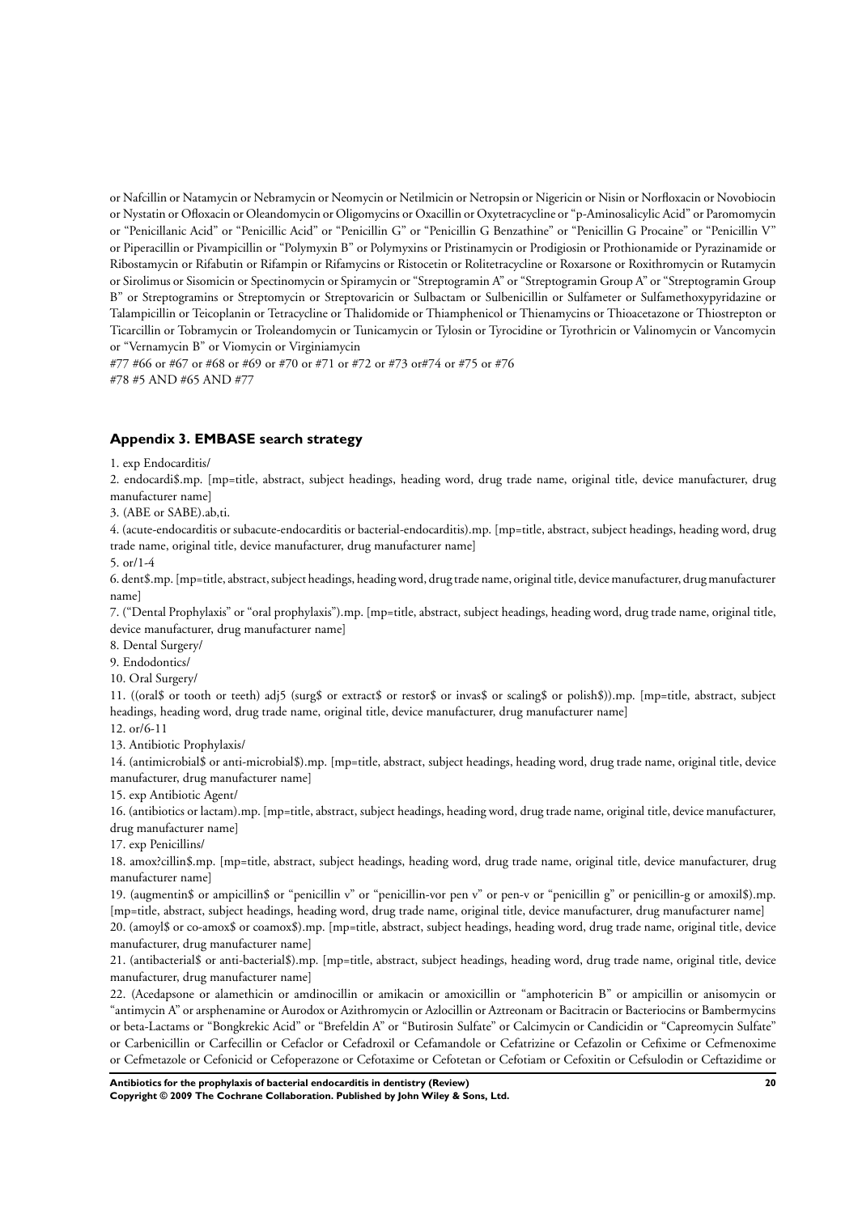or Nafcillin or Natamycin or Nebramycin or Neomycin or Netilmicin or Netropsin or Nigericin or Nisin or Norfloxacin or Novobiocin or Nystatin or Ofloxacin or Oleandomycin or Oligomycins or Oxacillin or Oxytetracycline or "p-Aminosalicylic Acid" or Paromomycin or "Penicillanic Acid" or "Penicillic Acid" or "Penicillin G" or "Penicillin G Benzathine" or "Penicillin G Procaine" or "Penicillin V" or Piperacillin or Pivampicillin or "Polymyxin B" or Polymyxins or Pristinamycin or Prodigiosin or Prothionamide or Pyrazinamide or Ribostamycin or Rifabutin or Rifampin or Rifamycins or Ristocetin or Rolitetracycline or Roxarsone or Roxithromycin or Rutamycin or Sirolimus or Sisomicin or Spectinomycin or Spiramycin or "Streptogramin A" or "Streptogramin Group A" or "Streptogramin Group B" or Streptogramins or Streptomycin or Streptovaricin or Sulbactam or Sulbenicillin or Sulfameter or Sulfamethoxypyridazine or Talampicillin or Teicoplanin or Tetracycline or Thalidomide or Thiamphenicol or Thienamycins or Thioacetazone or Thiostrepton or Ticarcillin or Tobramycin or Troleandomycin or Tunicamycin or Tylosin or Tyrocidine or Tyrothricin or Valinomycin or Vancomycin or "Vernamycin B" or Viomycin or Virginiamycin

#77 #66 or #67 or #68 or #69 or #70 or #71 or #72 or #73 or#74 or #75 or #76

#78 #5 AND #65 AND #77

### Appendix 3. EMBASE search strategy

1. exp Endocarditis/
2. endocardi$.mp. [mp=title, abstract, subject headings, heading word, drug trade name, original title, device manufacturer, drug manufacturer name]
3. (ABE or SABE).ab,ti.
4. (acute-endocarditis or subacute-endocarditis or bacterial-endocarditis).mp. [mp=title, abstract, subject headings, heading word, drug trade name, original title, device manufacturer, drug manufacturer name]
5. or/1-4
6. dent$.mp. [mp=title, abstract, subject headings, heading word, drug trade name, original title, device manufacturer, drug manufacturer name]
7. ("Dental Prophylaxis" or "oral prophylaxis").mp. [mp=title, abstract, subject headings, heading word, drug trade name, original title, device manufacturer, drug manufacturer name]
8. Dental Surgery/
9. Endodontics/
10. Oral Surgery/
11. ((oral$ or tooth or teeth) adj5 (surg$ or extract$ or restor$ or invas$ or scaling$ or polish$)).mp. [mp=title, abstract, subject headings, heading word, drug trade name, original title, device manufacturer, drug manufacturer name]
12. or/6-11
13. Antibiotic Prophylaxis/
14. (antimicrobial$ or anti-microbial$).mp. [mp=title, abstract, subject headings, heading word, drug trade name, original title, device manufacturer, drug manufacturer name]
15. exp Antibiotic Agent/
16. (antibiotics or lactam).mp. [mp=title, abstract, subject headings, heading word, drug trade name, original title, device manufacturer, drug manufacturer name]
17. exp Penicillins/
18. amox?cillin$.mp. [mp=title, abstract, subject headings, heading word, drug trade name, original title, device manufacturer, drug manufacturer name]
19. (augmentin$ or ampicillin$ or "penicillin v" or "penicillin-vor pen v" or pen-v or "penicillin g" or penicillin-g or amoxil$).mp. [mp=title, abstract, subject headings, heading word, drug trade name, original title, device manufacturer, drug manufacturer name]
20. (amoyl$ or co-amox$ or coamox$).mp. [mp=title, abstract, subject headings, heading word, drug trade name, original title, device manufacturer, drug manufacturer name]
21. (antibacterial$ or anti-bacterial$).mp. [mp=title, abstract, subject headings, heading word, drug trade name, original title, device manufacturer, drug manufacturer name]
22. (Acedapsone or alamethicin or amdinocillin or amikacin or amoxicillin or "amphotericin B" or ampicillin or anisomycin or "antimycin A" or arsphenamine or Aurodox or Azithromycin or Azlocillin or Aztreonam or Bacitracin or Bacteriocins or Bambermycins or beta-Lactams or "Bongkrekic Acid" or "Brefeldin A" or "Butirosin Sulfate" or Calcimycin or Candicidin or "Capreomycin Sulfate" or Carbenicillin or Carfecillin or Cefaclor or Cefadroxil or Cefamandole or Cefatrizine or Cefazolin or Cefixime or Cefmenoxime or Cefmetazole or Cefonicid or Cefoperazone or Cefotaxime or Cefotetan or Cefotiam or Cefoxitin or Cefsulodin or Ceftazidime or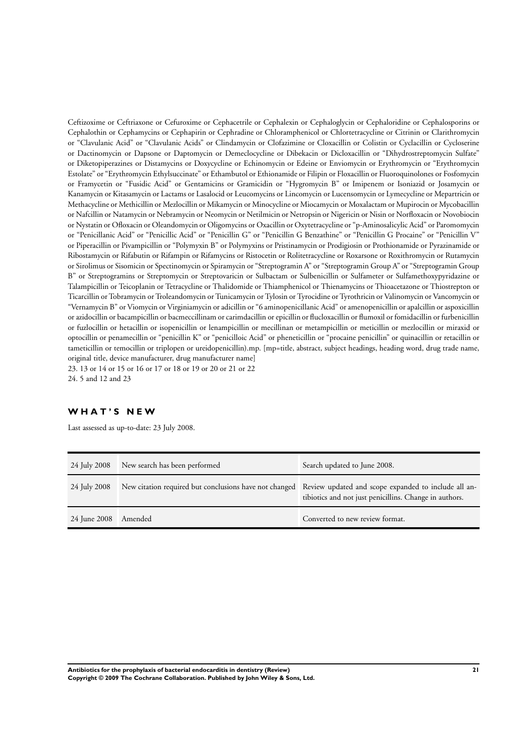Ceftizoxime or Ceftriaxone or Cefuroxime or Cephacetrile or Cephalexin or Cephaloglycin or Cephaloridine or Cephalosporins or Cephalothin or Cephamycins or Cephapirin or Cephradine or Chloramphenicol or Chlortetracycline or Citrinin or Clarithromycin or "Clavulanic Acid" or "Clavulanic Acids" or Clindamycin or Clofazimine or Cloxacillin or Colistin or Cyclacillin or Cycloserine or Dactinomycin or Dapsone or Daptomycin or Demeclocycline or Dibekacin or Dicloxacillin or "Dihydrostreptomycin Sulfate" or Diketopiperazines or Distamycins or Doxycycline or Echinomycin or Edeine or Enviomycin or Erythromycin or "Erythromycin Estolate" or "Erythromycin Ethylsuccinate" or Ethambutol or Ethionamide or Filipin or Floxacillin or Fluoroquinolones or Fosfomycin or Framycetin or "Fusidic Acid" or Gentamicins or Gramicidin or "Hygromycin B" or Imipenem or Isoniazid or Josamycin or Kanamycin or Kitasamycin or Lactams or Lasalocid or Leucomycins or Lincomycin or Lucensomycin or Lymecycline or Mepartricin or Methacycline or Methicillin or Mezlocillin or Mikamycin or Minocycline or Miocamycin or Moxalactam or Mupirocin or Mycobacillin or Nafcillin or Natamycin or Nebramycin or Neomycin or Netilmicin or Netropsin or Nigericin or Nisin or Norfloxacin or Novobiocin or Nystatin or Ofloxacin or Oleandomycin or Oligomycins or Oxacillin or Oxytetracycline or "p-Aminosalicylic Acid" or Paromomycin or "Penicillanic Acid" or "Penicillic Acid" or "Penicillin G" or "Penicillin G Benzathine" or "Penicillin G Procaine" or "Penicillin V" or Piperacillin or Pivampicillin or "Polymyxin B" or Polymyxins or Pristinamycin or Prodigiosin or Prothionamide or Pyrazinamide or Ribostamycin or Rifabutin or Rifampin or Rifamycins or Ristocetin or Rolitetracycline or Roxarsone or Roxithromycin or Rutamycin or Sirolimus or Sisomicin or Spectinomycin or Spiramycin or "Streptogramin A" or "Streptogramin Group A" or "Streptogramin Group B" or Streptogramins or Streptomycin or Streptovaricin or Sulbactam or Sulbenicillin or Sulfameter or Sulfamethoxypyridazine or Talampicillin or Teicoplanin or Tetracycline or Thalidomide or Thiamphenicol or Thienamycins or Thioacetazone or Thiostrepton or Ticarcillin or Tobramycin or Troleandomycin or Tunicamycin or Tylosin or Tyrocidine or Tyrothricin or Valinomycin or Vancomycin or "Vernamycin B" or Viomycin or Virginiamycin or adicillin or "6 aminopenicillanic Acid" or amenopenicillin or apalcillin or aspoxicillin or azidocillin or bacampicillin or bacmeccillinam or carimdacillin or epicillin or flucloxacillin or flumoxil or fomidacillin or furbenicillin or fuzlocillin or hetacillin or isopenicillin or lenampicillin or mecillinan or metampicillin or meticillin or mezlocillin or miraxid or optocillin or penamecillin or "penicillin K" or "penicilloic Acid" or pheneticillin or "procaine penicillin" or quinacillin or retacillin or tameticillin or temocillin or triplopen or ureidopenicillin).mp. [mp=title, abstract, subject headings, heading word, drug trade name, original title, device manufacturer, drug manufacturer name]
23. 13 or 14 or 15 or 16 or 17 or 18 or 19 or 20 or 21 or 22
24. 5 and 12 and 23

## WHAT'S NEW

Last assessed as up-to-date: 23 July 2008.

| | | |
|---|---|---|
| 24 July 2008 | New search has been performed | Search updated to June 2008. |
| 24 July 2008 | New citation required but conclusions have not changed | Review updated and scope expanded to include all antibiotics and not just penicillins. Change in authors. |
| 24 June 2008 | Amended | Converted to new review format. |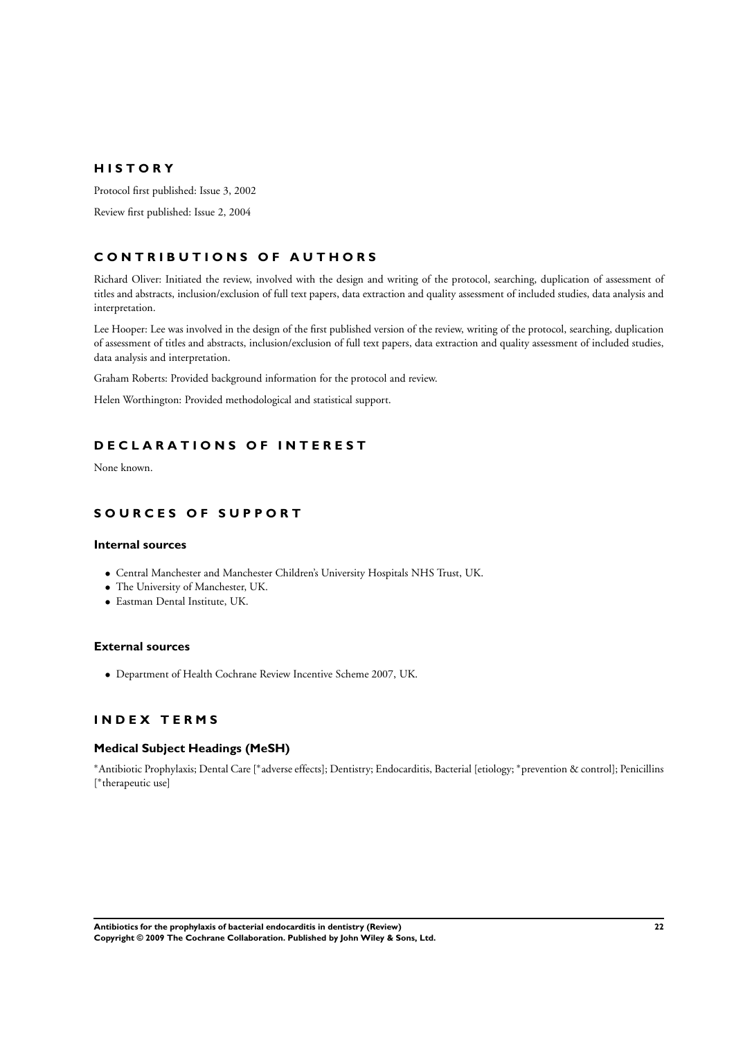## HISTORY

Protocol first published: Issue 3, 2002

Review first published: Issue 2, 2004

## CONTRIBUTIONS OF AUTHORS

Richard Oliver: Initiated the review, involved with the design and writing of the protocol, searching, duplication of assessment of titles and abstracts, inclusion/exclusion of full text papers, data extraction and quality assessment of included studies, data analysis and interpretation.

Lee Hooper: Lee was involved in the design of the first published version of the review, writing of the protocol, searching, duplication of assessment of titles and abstracts, inclusion/exclusion of full text papers, data extraction and quality assessment of included studies, data analysis and interpretation.

Graham Roberts: Provided background information for the protocol and review.

Helen Worthington: Provided methodological and statistical support.

## DECLARATIONS OF INTEREST

None known.

## SOURCES OF SUPPORT

### Internal sources

- Central Manchester and Manchester Children's University Hospitals NHS Trust, UK.
- The University of Manchester, UK.
- Eastman Dental Institute, UK.

### External sources

- Department of Health Cochrane Review Incentive Scheme 2007, UK.

## INDEX TERMS

### Medical Subject Headings (MeSH)

*Antibiotic Prophylaxis; Dental Care [*adverse effects]; Dentistry; Endocarditis, Bacterial [etiology; *prevention & control]; Penicillins [*therapeutic use]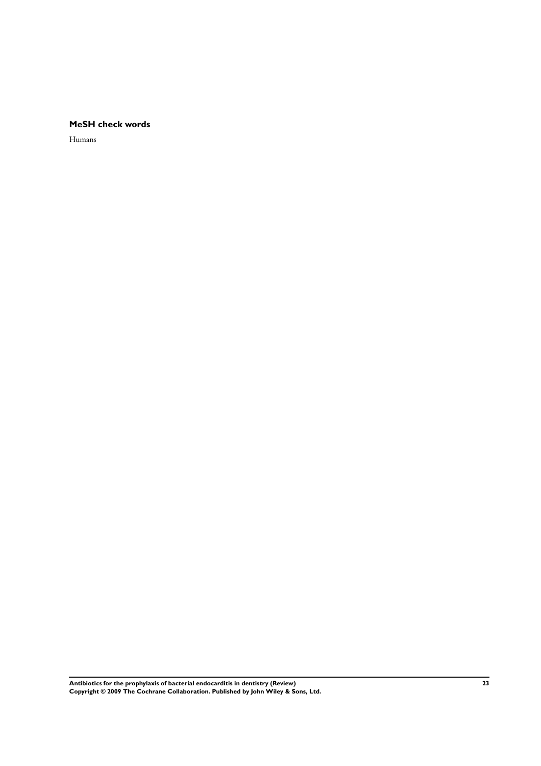### MeSH check words

Humans